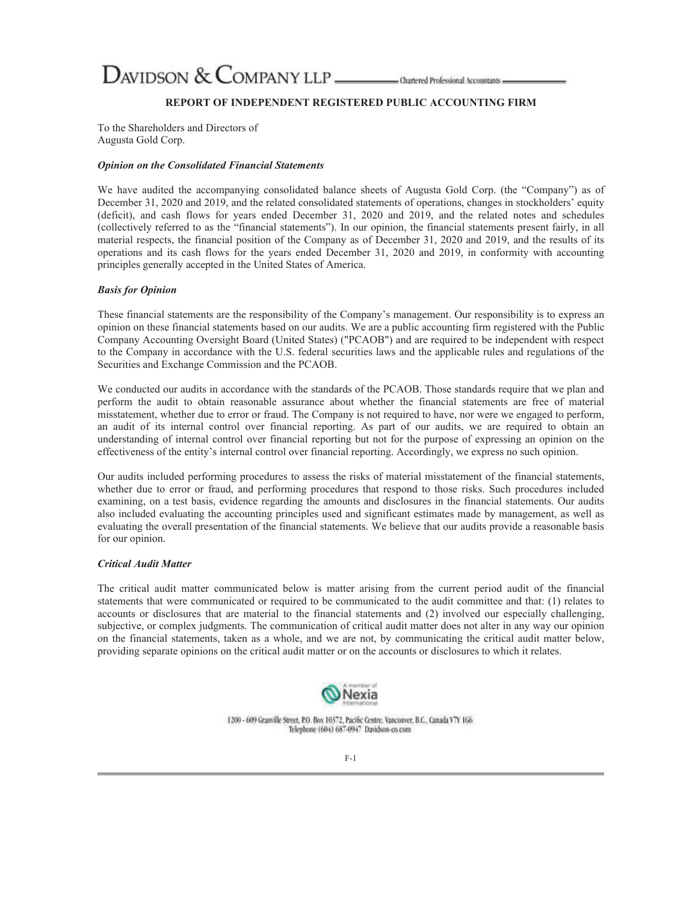DAVIDSON & COMPANY LLP Chartered Professional Accountants

## REPORT OF INDEPENDENT REGISTERED PUBLIC ACCOUNTING FIRM

To the Shareholders and Directors of
Augusta Gold Corp.

***Opinion on the Consolidated Financial Statements***

We have audited the accompanying consolidated balance sheets of Augusta Gold Corp. (the "Company") as of December 31, 2020 and 2019, and the related consolidated statements of operations, changes in stockholders' equity (deficit), and cash flows for years ended December 31, 2020 and 2019, and the related notes and schedules (collectively referred to as the "financial statements"). In our opinion, the financial statements present fairly, in all material respects, the financial position of the Company as of December 31, 2020 and 2019, and the results of its operations and its cash flows for the years ended December 31, 2020 and 2019, in conformity with accounting principles generally accepted in the United States of America.

***Basis for Opinion***

These financial statements are the responsibility of the Company's management. Our responsibility is to express an opinion on these financial statements based on our audits. We are a public accounting firm registered with the Public Company Accounting Oversight Board (United States) ("PCAOB") and are required to be independent with respect to the Company in accordance with the U.S. federal securities laws and the applicable rules and regulations of the Securities and Exchange Commission and the PCAOB.

We conducted our audits in accordance with the standards of the PCAOB. Those standards require that we plan and perform the audit to obtain reasonable assurance about whether the financial statements are free of material misstatement, whether due to error or fraud. The Company is not required to have, nor were we engaged to perform, an audit of its internal control over financial reporting. As part of our audits, we are required to obtain an understanding of internal control over financial reporting but not for the purpose of expressing an opinion on the effectiveness of the entity's internal control over financial reporting. Accordingly, we express no such opinion.

Our audits included performing procedures to assess the risks of material misstatement of the financial statements, whether due to error or fraud, and performing procedures that respond to those risks. Such procedures included examining, on a test basis, evidence regarding the amounts and disclosures in the financial statements. Our audits also included evaluating the accounting principles used and significant estimates made by management, as well as evaluating the overall presentation of the financial statements. We believe that our audits provide a reasonable basis for our opinion.

***Critical Audit Matter***

The critical audit matter communicated below is matter arising from the current period audit of the financial statements that were communicated or required to be communicated to the audit committee and that: (1) relates to accounts or disclosures that are material to the financial statements and (2) involved our especially challenging, subjective, or complex judgments. The communication of critical audit matter does not alter in any way our opinion on the financial statements, taken as a whole, and we are not, by communicating the critical audit matter below, providing separate opinions on the critical audit matter or on the accounts or disclosures to which it relates.

A member of Nexia International

1200 - 609 Granville Street, P.O. Box 10372, Pacific Centre, Vancouver, B.C., Canada V7Y 1G6
Telephone (604) 687-0947 Davidson-co.com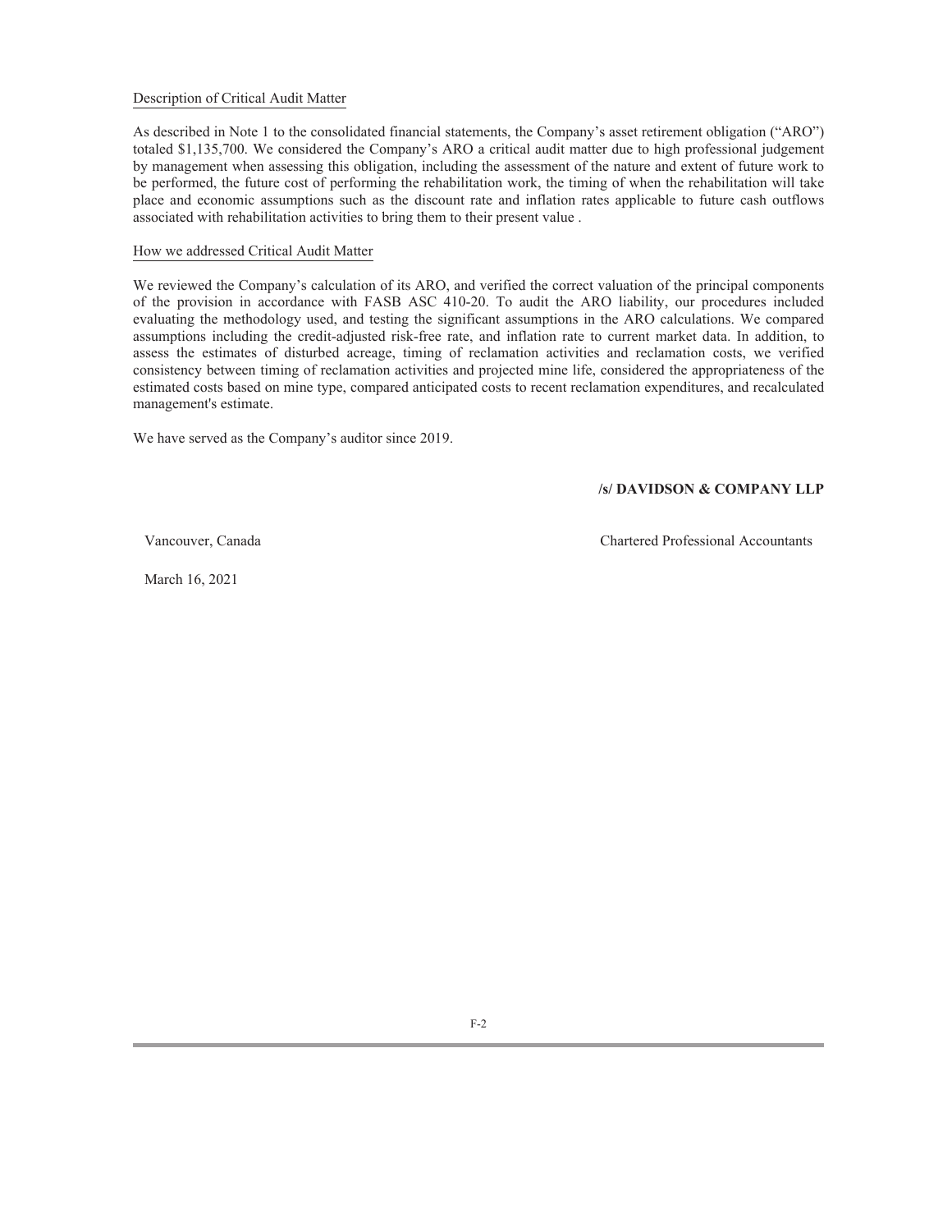Description of Critical Audit Matter

As described in Note 1 to the consolidated financial statements, the Company's asset retirement obligation ("ARO") totaled $1,135,700. We considered the Company's ARO a critical audit matter due to high professional judgement by management when assessing this obligation, including the assessment of the nature and extent of future work to be performed, the future cost of performing the rehabilitation work, the timing of when the rehabilitation will take place and economic assumptions such as the discount rate and inflation rates applicable to future cash outflows associated with rehabilitation activities to bring them to their present value .

How we addressed Critical Audit Matter

We reviewed the Company's calculation of its ARO, and verified the correct valuation of the principal components of the provision in accordance with FASB ASC 410-20. To audit the ARO liability, our procedures included evaluating the methodology used, and testing the significant assumptions in the ARO calculations. We compared assumptions including the credit-adjusted risk-free rate, and inflation rate to current market data. In addition, to assess the estimates of disturbed acreage, timing of reclamation activities and reclamation costs, we verified consistency between timing of reclamation activities and projected mine life, considered the appropriateness of the estimated costs based on mine type, compared anticipated costs to recent reclamation expenditures, and recalculated management's estimate.

We have served as the Company's auditor since 2019.

**/s/ DAVIDSON & COMPANY LLP**

Vancouver, Canada

Chartered Professional Accountants

March 16, 2021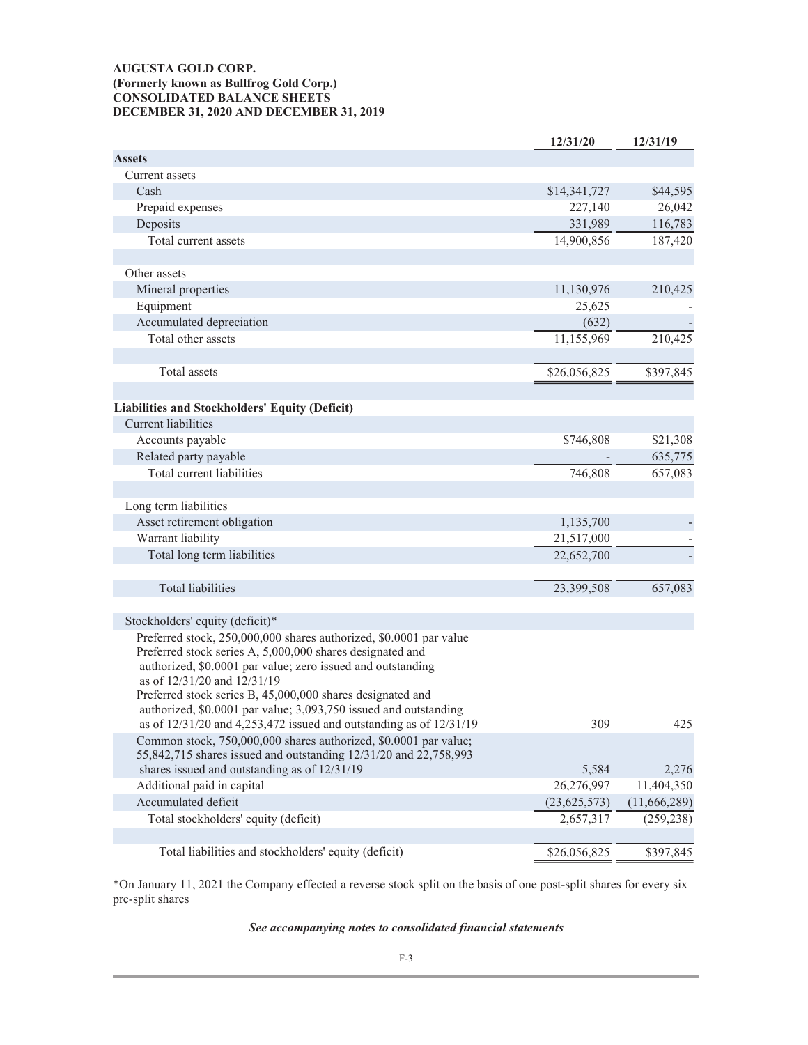**AUGUSTA GOLD CORP.**
**(Formerly known as Bullfrog Gold Corp.)**
**CONSOLIDATED BALANCE SHEETS**
**DECEMBER 31, 2020 AND DECEMBER 31, 2019**

| | 12/31/20 | 12/31/19 |
|---|---|---|
| **Assets** | | |
| Current assets | | |
| Cash | $14,341,727 | $44,595 |
| Prepaid expenses | 227,140 | 26,042 |
| Deposits | 331,989 | 116,783 |
| Total current assets | 14,900,856 | 187,420 |
| | | |
| Other assets | | |
| Mineral properties | 11,130,976 | 210,425 |
| Equipment | 25,625 | - |
| Accumulated depreciation | (632) | - |
| Total other assets | 11,155,969 | 210,425 |
| | | |
| Total assets | $26,056,825 | $397,845 |
| | | |
| **Liabilities and Stockholders' Equity (Deficit)** | | |
| Current liabilities | | |
| Accounts payable | $746,808 | $21,308 |
| Related party payable | - | 635,775 |
| Total current liabilities | 746,808 | 657,083 |
| | | |
| Long term liabilities | | |
| Asset retirement obligation | 1,135,700 | - |
| Warrant liability | 21,517,000 | - |
| Total long term liabilities | 22,652,700 | - |
| | | |
| Total liabilities | 23,399,508 | 657,083 |
| | | |
| Stockholders' equity (deficit)* | | |
| Preferred stock, 250,000,000 shares authorized, $0.0001 par value Preferred stock series A, 5,000,000 shares designated and authorized, $0.0001 par value; zero issued and outstanding as of 12/31/20 and 12/31/19 Preferred stock series B, 45,000,000 shares designated and authorized, $0.0001 par value; 3,093,750 issued and outstanding as of 12/31/20 and 4,253,472 issued and outstanding as of 12/31/19 | 309 | 425 |
| Common stock, 750,000,000 shares authorized, $0.0001 par value; 55,842,715 shares issued and outstanding 12/31/20 and 22,758,993 shares issued and outstanding as of 12/31/19 | 5,584 | 2,276 |
| Additional paid in capital | 26,276,997 | 11,404,350 |
| Accumulated deficit | (23,625,573) | (11,666,289) |
| Total stockholders' equity (deficit) | 2,657,317 | (259,238) |
| | | |
| Total liabilities and stockholders' equity (deficit) | $26,056,825 | $397,845 |

*On January 11, 2021 the Company effected a reverse stock split on the basis of one post-split shares for every six pre-split shares

***See accompanying notes to consolidated financial statements***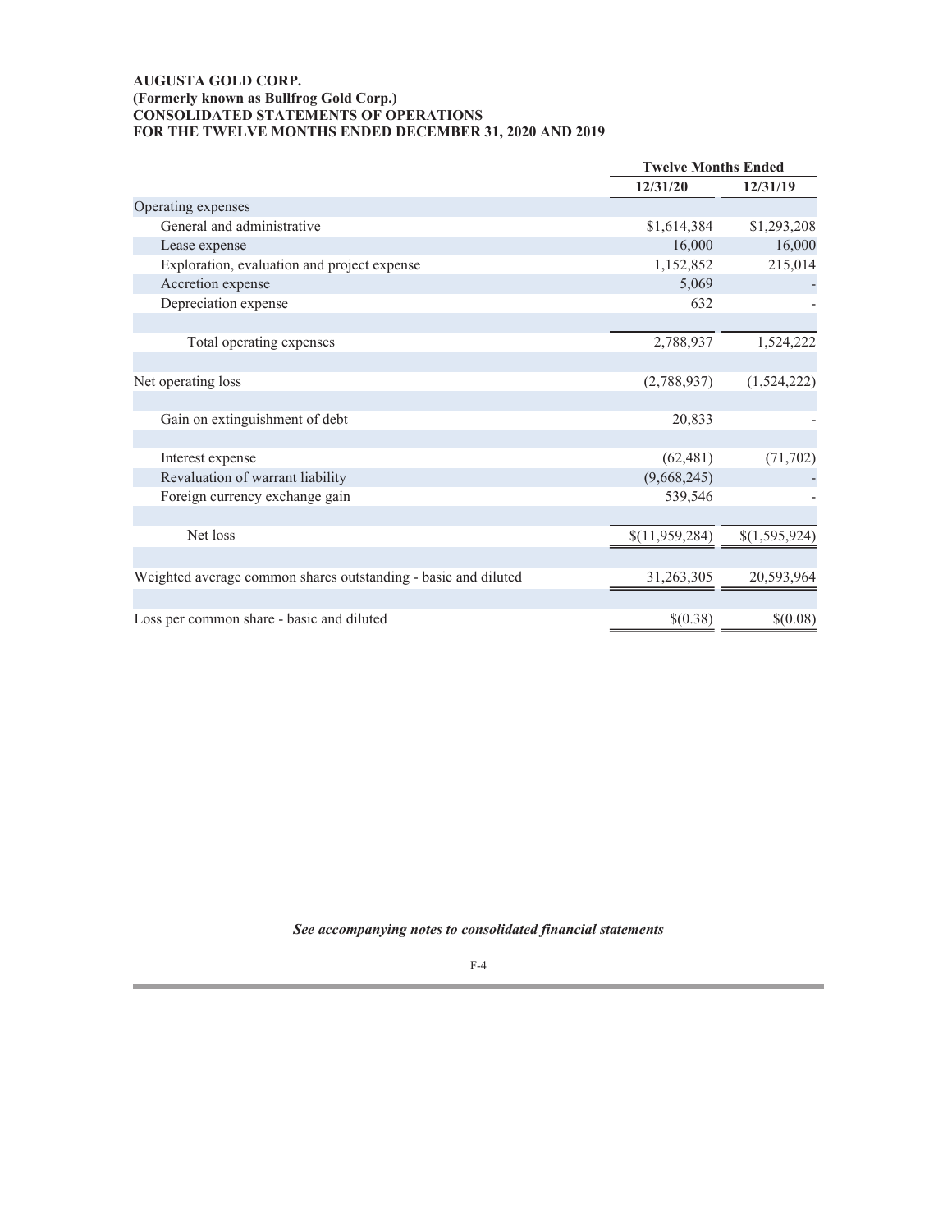**AUGUSTA GOLD CORP.**
**(Formerly known as Bullfrog Gold Corp.)**
**CONSOLIDATED STATEMENTS OF OPERATIONS**
**FOR THE TWELVE MONTHS ENDED DECEMBER 31, 2020 AND 2019**

| | Twelve Months Ended | |
|---|---|---|
| | **12/31/20** | **12/31/19** |
| Operating expenses | | |
| General and administrative | $1,614,384 | $1,293,208 |
| Lease expense | 16,000 | 16,000 |
| Exploration, evaluation and project expense | 1,152,852 | 215,014 |
| Accretion expense | 5,069 | - |
| Depreciation expense | 632 | - |
| Total operating expenses | 2,788,937 | 1,524,222 |
| Net operating loss | (2,788,937) | (1,524,222) |
| Gain on extinguishment of debt | 20,833 | - |
| Interest expense | (62,481) | (71,702) |
| Revaluation of warrant liability | (9,668,245) | - |
| Foreign currency exchange gain | 539,546 | - |
| Net loss | $(11,959,284) | $(1,595,924) |
| Weighted average common shares outstanding - basic and diluted | 31,263,305 | 20,593,964 |
| Loss per common share - basic and diluted | $(0.38) | $(0.08) |

***See accompanying notes to consolidated financial statements***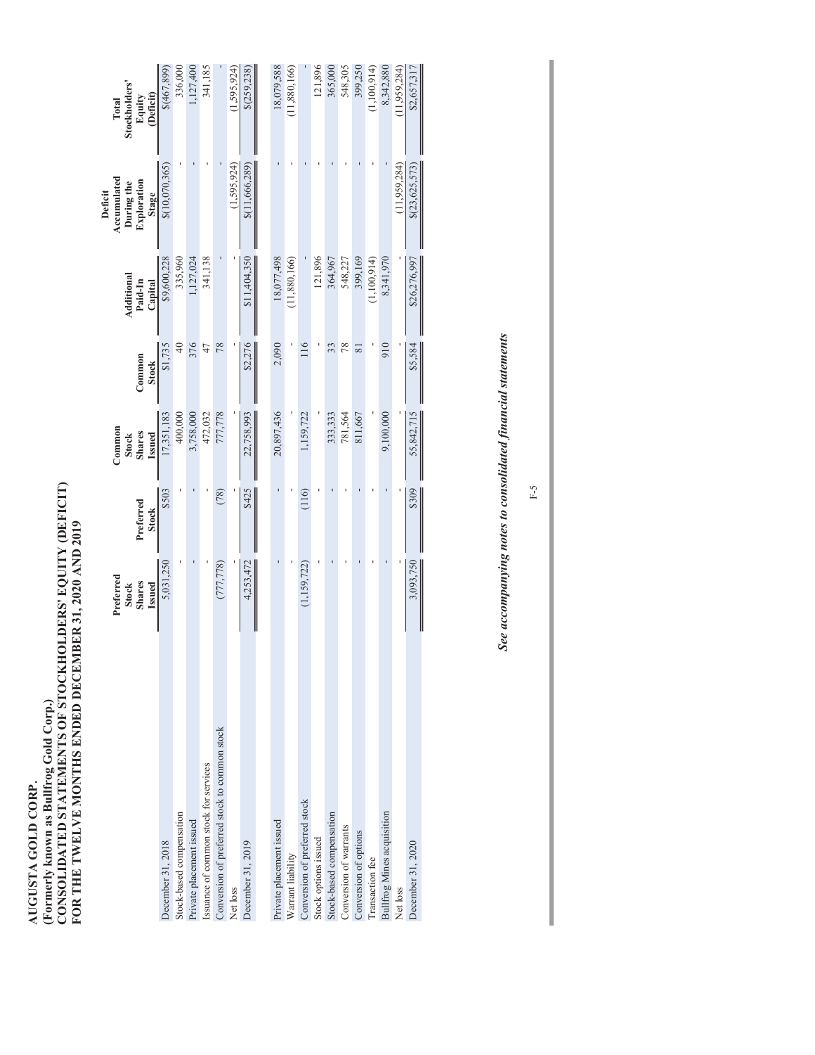# AUGUSTA GOLD CORP.

**(Formerly known as Bullfrog Gold Corp.)**

**CONSOLIDATED STATEMENTS OF STOCKHOLDERS' EQUITY (DEFICIT)**

**FOR THE TWELVE MONTHS ENDED DECEMBER 31, 2020 AND 2019**

| | Preferred Stock Shares Issued | Preferred Stock | Common Stock Shares Issued | Common Stock | Additional Paid-In Capital | Deficit Accumulated During the Exploration Stage | Total Stockholders' Equity (Deficit) |
|---|---|---|---|---|---|---|---|
| December 31, 2018 | 5,031,250 | $503 | 17,351,183 | $1,735 | $9,600,228 | $(10,070,365) | $(467,899) |
| Stock-based compensation | - | - | 400,000 | 40 | 335,960 | - | 336,000 |
| Private placement issued | - | - | 3,758,000 | 376 | 1,127,024 | - | 1,127,400 |
| Issuance of common stock for services | - | - | 472,032 | 47 | 341,138 | - | 341,185 |
| Conversion of preferred stock to common stock | (777,778) | (78) | 777,778 | 78 | - | - | - |
| Net loss | - | - | - | - | - | (1,595,924) | (1,595,924) |
| December 31, 2019 | 4,253,472 | $425 | 22,758,993 | $2,276 | $11,404,350 | $(11,666,289) | $(259,238) |
| | | | | | | | |
| Private placement issued | - | - | 20,897,436 | 2,090 | 18,077,498 | - | 18,079,588 |
| Warrant liability | - | - | - | - | (11,880,166) | - | (11,880,166) |
| Conversion of preferred stock | (1,159,722) | (116) | 1,159,722 | 116 | - | - | - |
| Stock options issued | - | - | - | - | 121,896 | - | 121,896 |
| Stock-based compensation | - | - | 333,333 | 33 | 364,967 | - | 365,000 |
| Conversion of warrants | - | - | 781,564 | 78 | 548,227 | - | 548,305 |
| Conversion of options | - | - | 811,667 | 81 | 399,169 | - | 399,250 |
| Transaction fee | - | - | - | - | (1,100,914) | - | (1,100,914) |
| Bullfrog Mines acquisition | - | - | 9,100,000 | 910 | 8,341,970 | - | 8,342,880 |
| Net loss | - | - | - | - | - | (11,959,284) | (11,959,284) |
| December 31, 2020 | 3,093,750 | $309 | 55,842,715 | $5,584 | $26,276,997 | $(23,625,573) | $2,657,317 |

*See accompanying notes to consolidated financial statements*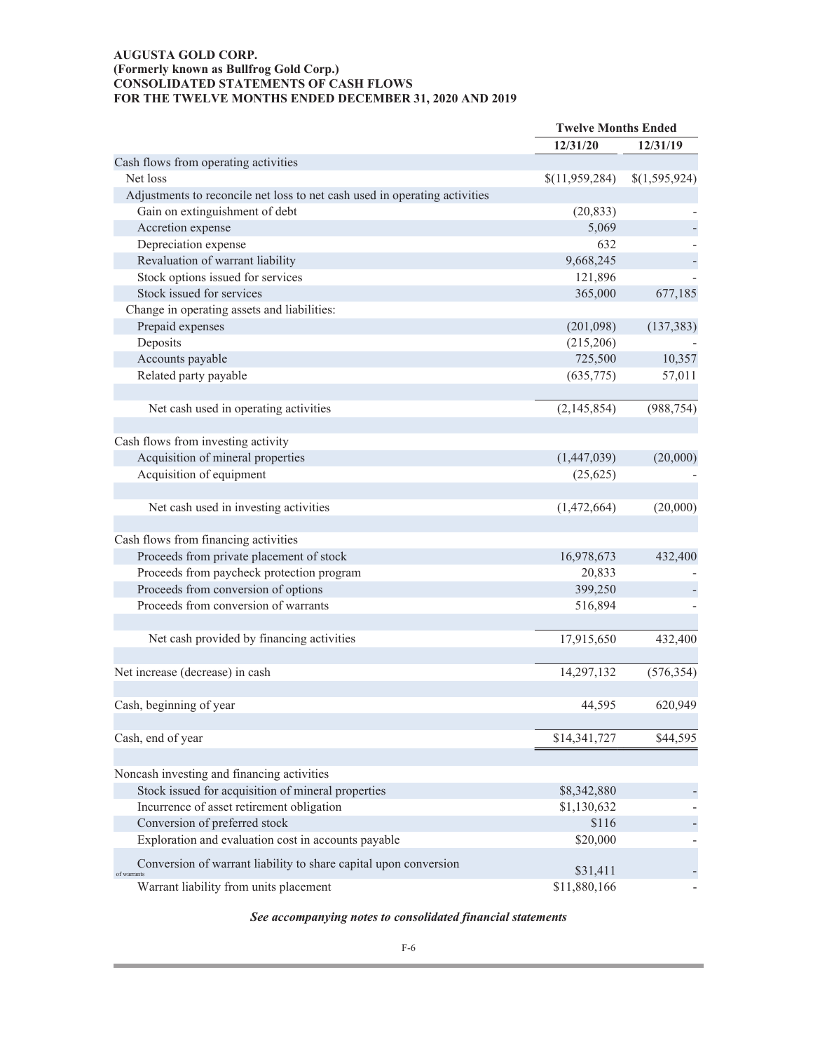**AUGUSTA GOLD CORP.**
**(Formerly known as Bullfrog Gold Corp.)**
**CONSOLIDATED STATEMENTS OF CASH FLOWS**
**FOR THE TWELVE MONTHS ENDED DECEMBER 31, 2020 AND 2019**

| | Twelve Months Ended | |
|---|---|---|
| | 12/31/20 | 12/31/19 |
| Cash flows from operating activities | | |
| Net loss | $(11,959,284) | $(1,595,924) |
| Adjustments to reconcile net loss to net cash used in operating activities | | |
| Gain on extinguishment of debt | (20,833) | - |
| Accretion expense | 5,069 | - |
| Depreciation expense | 632 | - |
| Revaluation of warrant liability | 9,668,245 | - |
| Stock options issued for services | 121,896 | - |
| Stock issued for services | 365,000 | 677,185 |
| Change in operating assets and liabilities: | | |
| Prepaid expenses | (201,098) | (137,383) |
| Deposits | (215,206) | - |
| Accounts payable | 725,500 | 10,357 |
| Related party payable | (635,775) | 57,011 |
| Net cash used in operating activities | (2,145,854) | (988,754) |
| Cash flows from investing activity | | |
| Acquisition of mineral properties | (1,447,039) | (20,000) |
| Acquisition of equipment | (25,625) | - |
| Net cash used in investing activities | (1,472,664) | (20,000) |
| Cash flows from financing activities | | |
| Proceeds from private placement of stock | 16,978,673 | 432,400 |
| Proceeds from paycheck protection program | 20,833 | - |
| Proceeds from conversion of options | 399,250 | - |
| Proceeds from conversion of warrants | 516,894 | - |
| Net cash provided by financing activities | 17,915,650 | 432,400 |
| Net increase (decrease) in cash | 14,297,132 | (576,354) |
| Cash, beginning of year | 44,595 | 620,949 |
| Cash, end of year | $14,341,727 | $44,595 |
| Noncash investing and financing activities | | |
| Stock issued for acquisition of mineral properties | $8,342,880 | - |
| Incurrence of asset retirement obligation | $1,130,632 | - |
| Conversion of preferred stock | $116 | - |
| Exploration and evaluation cost in accounts payable | $20,000 | - |
| Conversion of warrant liability to share capital upon conversion of warrants | $31,411 | - |
| Warrant liability from units placement | $11,880,166 | - |

***See accompanying notes to consolidated financial statements***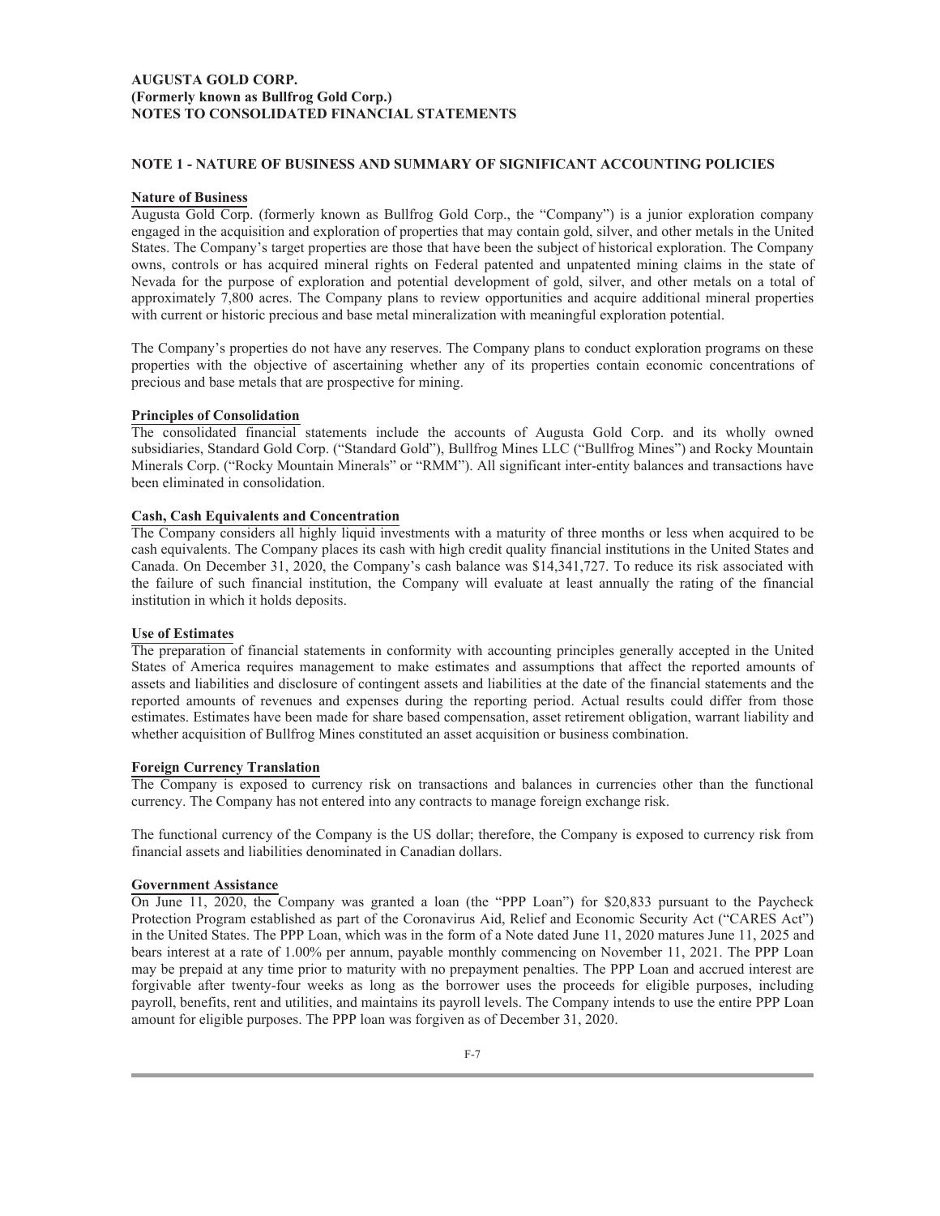**AUGUSTA GOLD CORP.**
**(Formerly known as Bullfrog Gold Corp.)**
**NOTES TO CONSOLIDATED FINANCIAL STATEMENTS**

## NOTE 1 - NATURE OF BUSINESS AND SUMMARY OF SIGNIFICANT ACCOUNTING POLICIES

### Nature of Business

Augusta Gold Corp. (formerly known as Bullfrog Gold Corp., the "Company") is a junior exploration company engaged in the acquisition and exploration of properties that may contain gold, silver, and other metals in the United States. The Company's target properties are those that have been the subject of historical exploration. The Company owns, controls or has acquired mineral rights on Federal patented and unpatented mining claims in the state of Nevada for the purpose of exploration and potential development of gold, silver, and other metals on a total of approximately 7,800 acres. The Company plans to review opportunities and acquire additional mineral properties with current or historic precious and base metal mineralization with meaningful exploration potential.

The Company's properties do not have any reserves. The Company plans to conduct exploration programs on these properties with the objective of ascertaining whether any of its properties contain economic concentrations of precious and base metals that are prospective for mining.

### Principles of Consolidation

The consolidated financial statements include the accounts of Augusta Gold Corp. and its wholly owned subsidiaries, Standard Gold Corp. ("Standard Gold"), Bullfrog Mines LLC ("Bullfrog Mines") and Rocky Mountain Minerals Corp. ("Rocky Mountain Minerals" or "RMM"). All significant inter-entity balances and transactions have been eliminated in consolidation.

### Cash, Cash Equivalents and Concentration

The Company considers all highly liquid investments with a maturity of three months or less when acquired to be cash equivalents. The Company places its cash with high credit quality financial institutions in the United States and Canada. On December 31, 2020, the Company's cash balance was $14,341,727. To reduce its risk associated with the failure of such financial institution, the Company will evaluate at least annually the rating of the financial institution in which it holds deposits.

### Use of Estimates

The preparation of financial statements in conformity with accounting principles generally accepted in the United States of America requires management to make estimates and assumptions that affect the reported amounts of assets and liabilities and disclosure of contingent assets and liabilities at the date of the financial statements and the reported amounts of revenues and expenses during the reporting period. Actual results could differ from those estimates. Estimates have been made for share based compensation, asset retirement obligation, warrant liability and whether acquisition of Bullfrog Mines constituted an asset acquisition or business combination.

### Foreign Currency Translation

The Company is exposed to currency risk on transactions and balances in currencies other than the functional currency. The Company has not entered into any contracts to manage foreign exchange risk.

The functional currency of the Company is the US dollar; therefore, the Company is exposed to currency risk from financial assets and liabilities denominated in Canadian dollars.

### Government Assistance

On June 11, 2020, the Company was granted a loan (the "PPP Loan") for $20,833 pursuant to the Paycheck Protection Program established as part of the Coronavirus Aid, Relief and Economic Security Act ("CARES Act") in the United States. The PPP Loan, which was in the form of a Note dated June 11, 2020 matures June 11, 2025 and bears interest at a rate of 1.00% per annum, payable monthly commencing on November 11, 2021. The PPP Loan may be prepaid at any time prior to maturity with no prepayment penalties. The PPP Loan and accrued interest are forgivable after twenty-four weeks as long as the borrower uses the proceeds for eligible purposes, including payroll, benefits, rent and utilities, and maintains its payroll levels. The Company intends to use the entire PPP Loan amount for eligible purposes. The PPP loan was forgiven as of December 31, 2020.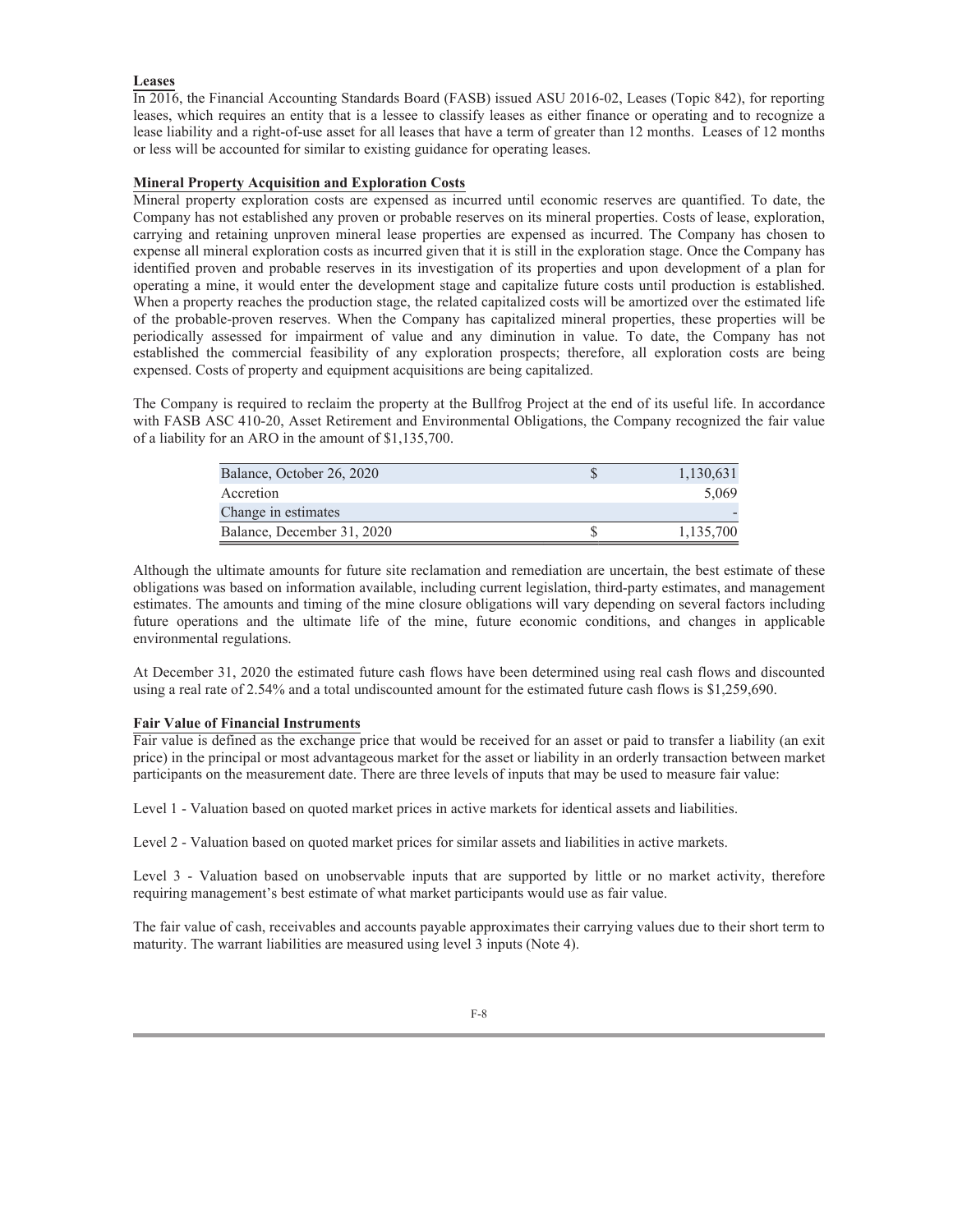**Leases**

In 2016, the Financial Accounting Standards Board (FASB) issued ASU 2016-02, Leases (Topic 842), for reporting leases, which requires an entity that is a lessee to classify leases as either finance or operating and to recognize a lease liability and a right-of-use asset for all leases that have a term of greater than 12 months. Leases of 12 months or less will be accounted for similar to existing guidance for operating leases.

**Mineral Property Acquisition and Exploration Costs**

Mineral property exploration costs are expensed as incurred until economic reserves are quantified. To date, the Company has not established any proven or probable reserves on its mineral properties. Costs of lease, exploration, carrying and retaining unproven mineral lease properties are expensed as incurred. The Company has chosen to expense all mineral exploration costs as incurred given that it is still in the exploration stage. Once the Company has identified proven and probable reserves in its investigation of its properties and upon development of a plan for operating a mine, it would enter the development stage and capitalize future costs until production is established. When a property reaches the production stage, the related capitalized costs will be amortized over the estimated life of the probable-proven reserves. When the Company has capitalized mineral properties, these properties will be periodically assessed for impairment of value and any diminution in value. To date, the Company has not established the commercial feasibility of any exploration prospects; therefore, all exploration costs are being expensed. Costs of property and equipment acquisitions are being capitalized.

The Company is required to reclaim the property at the Bullfrog Project at the end of its useful life. In accordance with FASB ASC 410-20, Asset Retirement and Environmental Obligations, the Company recognized the fair value of a liability for an ARO in the amount of $1,135,700.

| | | |
|---|---|---|
| Balance, October 26, 2020 | $ | 1,130,631 |
| Accretion | | 5,069 |
| Change in estimates | | - |
| Balance, December 31, 2020 | $ | 1,135,700 |

Although the ultimate amounts for future site reclamation and remediation are uncertain, the best estimate of these obligations was based on information available, including current legislation, third-party estimates, and management estimates. The amounts and timing of the mine closure obligations will vary depending on several factors including future operations and the ultimate life of the mine, future economic conditions, and changes in applicable environmental regulations.

At December 31, 2020 the estimated future cash flows have been determined using real cash flows and discounted using a real rate of 2.54% and a total undiscounted amount for the estimated future cash flows is $1,259,690.

**Fair Value of Financial Instruments**

Fair value is defined as the exchange price that would be received for an asset or paid to transfer a liability (an exit price) in the principal or most advantageous market for the asset or liability in an orderly transaction between market participants on the measurement date. There are three levels of inputs that may be used to measure fair value:

Level 1 - Valuation based on quoted market prices in active markets for identical assets and liabilities.

Level 2 - Valuation based on quoted market prices for similar assets and liabilities in active markets.

Level 3 - Valuation based on unobservable inputs that are supported by little or no market activity, therefore requiring management's best estimate of what market participants would use as fair value.

The fair value of cash, receivables and accounts payable approximates their carrying values due to their short term to maturity. The warrant liabilities are measured using level 3 inputs (Note 4).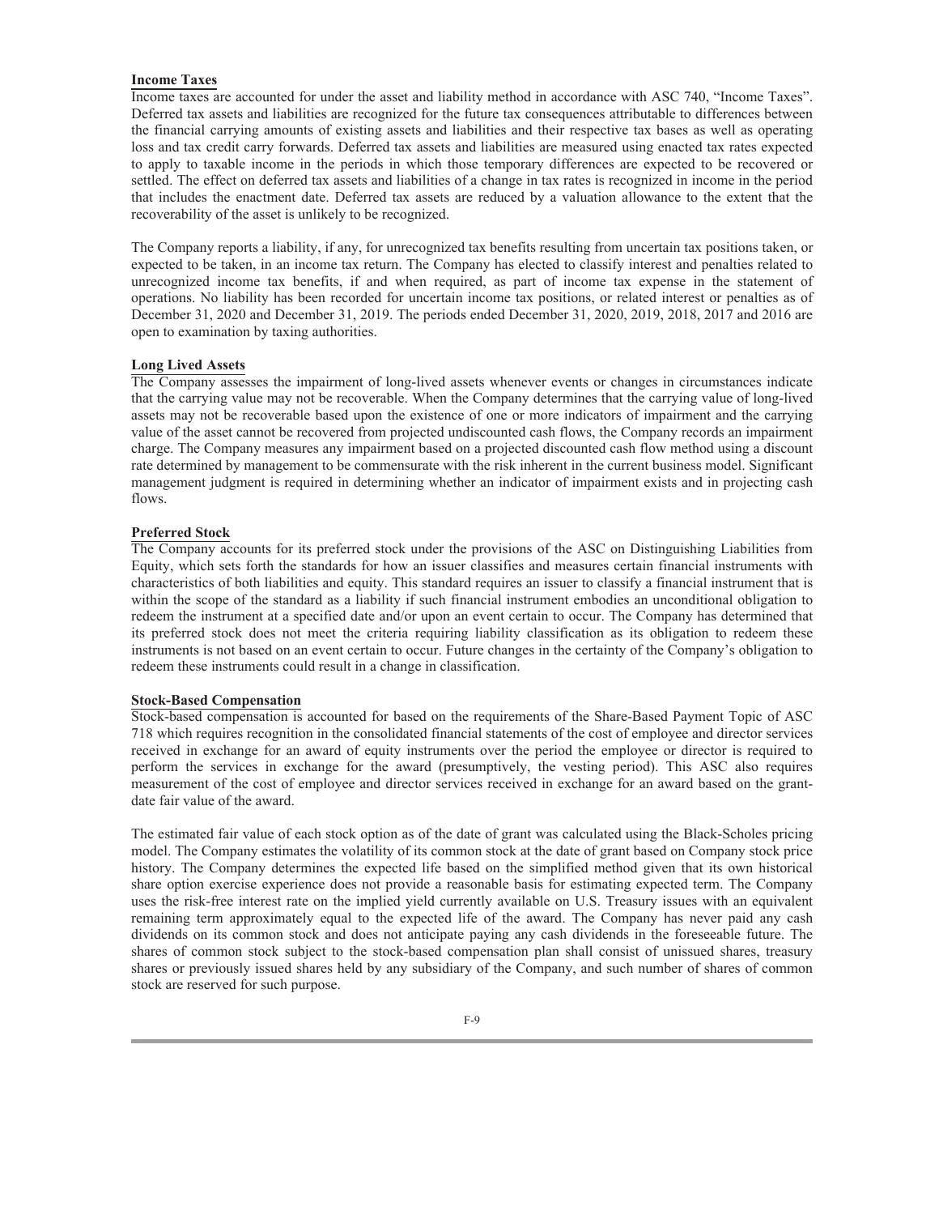**Income Taxes**

Income taxes are accounted for under the asset and liability method in accordance with ASC 740, "Income Taxes". Deferred tax assets and liabilities are recognized for the future tax consequences attributable to differences between the financial carrying amounts of existing assets and liabilities and their respective tax bases as well as operating loss and tax credit carry forwards. Deferred tax assets and liabilities are measured using enacted tax rates expected to apply to taxable income in the periods in which those temporary differences are expected to be recovered or settled. The effect on deferred tax assets and liabilities of a change in tax rates is recognized in income in the period that includes the enactment date. Deferred tax assets are reduced by a valuation allowance to the extent that the recoverability of the asset is unlikely to be recognized.

The Company reports a liability, if any, for unrecognized tax benefits resulting from uncertain tax positions taken, or expected to be taken, in an income tax return. The Company has elected to classify interest and penalties related to unrecognized income tax benefits, if and when required, as part of income tax expense in the statement of operations. No liability has been recorded for uncertain income tax positions, or related interest or penalties as of December 31, 2020 and December 31, 2019. The periods ended December 31, 2020, 2019, 2018, 2017 and 2016 are open to examination by taxing authorities.

**Long Lived Assets**

The Company assesses the impairment of long-lived assets whenever events or changes in circumstances indicate that the carrying value may not be recoverable. When the Company determines that the carrying value of long-lived assets may not be recoverable based upon the existence of one or more indicators of impairment and the carrying value of the asset cannot be recovered from projected undiscounted cash flows, the Company records an impairment charge. The Company measures any impairment based on a projected discounted cash flow method using a discount rate determined by management to be commensurate with the risk inherent in the current business model. Significant management judgment is required in determining whether an indicator of impairment exists and in projecting cash flows.

**Preferred Stock**

The Company accounts for its preferred stock under the provisions of the ASC on Distinguishing Liabilities from Equity, which sets forth the standards for how an issuer classifies and measures certain financial instruments with characteristics of both liabilities and equity. This standard requires an issuer to classify a financial instrument that is within the scope of the standard as a liability if such financial instrument embodies an unconditional obligation to redeem the instrument at a specified date and/or upon an event certain to occur. The Company has determined that its preferred stock does not meet the criteria requiring liability classification as its obligation to redeem these instruments is not based on an event certain to occur. Future changes in the certainty of the Company's obligation to redeem these instruments could result in a change in classification.

**Stock-Based Compensation**

Stock-based compensation is accounted for based on the requirements of the Share-Based Payment Topic of ASC 718 which requires recognition in the consolidated financial statements of the cost of employee and director services received in exchange for an award of equity instruments over the period the employee or director is required to perform the services in exchange for the award (presumptively, the vesting period). This ASC also requires measurement of the cost of employee and director services received in exchange for an award based on the grant-date fair value of the award.

The estimated fair value of each stock option as of the date of grant was calculated using the Black-Scholes pricing model. The Company estimates the volatility of its common stock at the date of grant based on Company stock price history. The Company determines the expected life based on the simplified method given that its own historical share option exercise experience does not provide a reasonable basis for estimating expected term. The Company uses the risk-free interest rate on the implied yield currently available on U.S. Treasury issues with an equivalent remaining term approximately equal to the expected life of the award. The Company has never paid any cash dividends on its common stock and does not anticipate paying any cash dividends in the foreseeable future. The shares of common stock subject to the stock-based compensation plan shall consist of unissued shares, treasury shares or previously issued shares held by any subsidiary of the Company, and such number of shares of common stock are reserved for such purpose.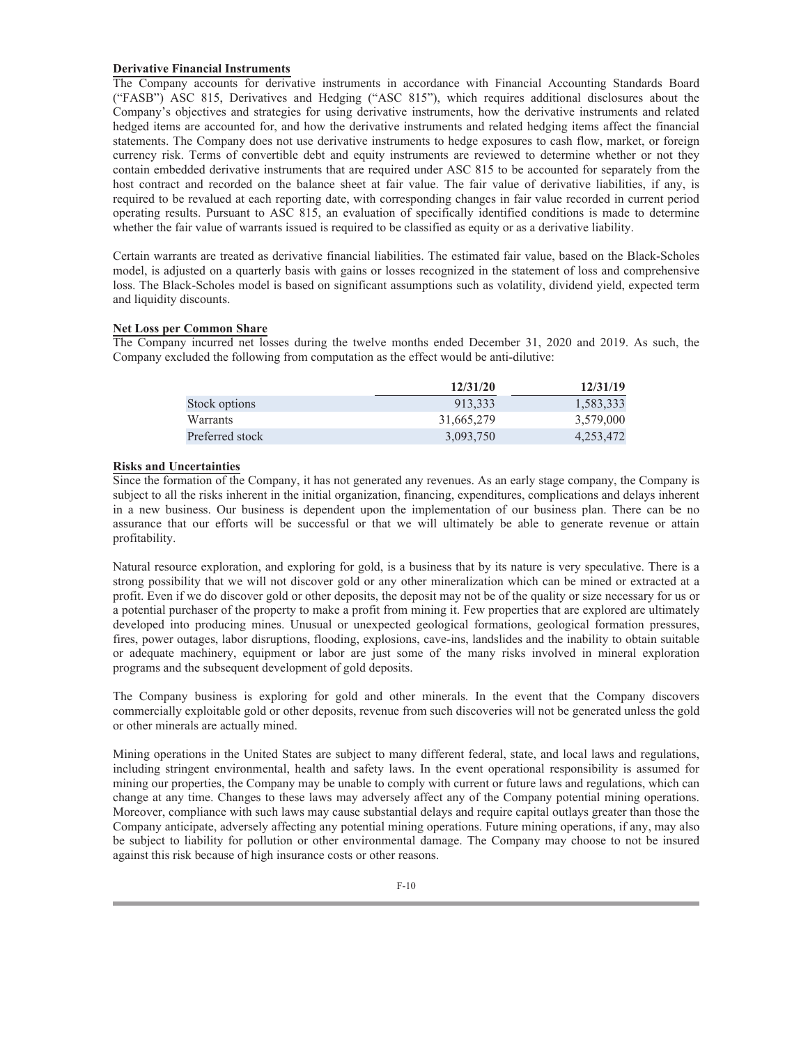**Derivative Financial Instruments**

The Company accounts for derivative instruments in accordance with Financial Accounting Standards Board ("FASB") ASC 815, Derivatives and Hedging ("ASC 815"), which requires additional disclosures about the Company's objectives and strategies for using derivative instruments, how the derivative instruments and related hedged items are accounted for, and how the derivative instruments and related hedging items affect the financial statements. The Company does not use derivative instruments to hedge exposures to cash flow, market, or foreign currency risk. Terms of convertible debt and equity instruments are reviewed to determine whether or not they contain embedded derivative instruments that are required under ASC 815 to be accounted for separately from the host contract and recorded on the balance sheet at fair value. The fair value of derivative liabilities, if any, is required to be revalued at each reporting date, with corresponding changes in fair value recorded in current period operating results. Pursuant to ASC 815, an evaluation of specifically identified conditions is made to determine whether the fair value of warrants issued is required to be classified as equity or as a derivative liability.

Certain warrants are treated as derivative financial liabilities. The estimated fair value, based on the Black-Scholes model, is adjusted on a quarterly basis with gains or losses recognized in the statement of loss and comprehensive loss. The Black-Scholes model is based on significant assumptions such as volatility, dividend yield, expected term and liquidity discounts.

**Net Loss per Common Share**

The Company incurred net losses during the twelve months ended December 31, 2020 and 2019. As such, the Company excluded the following from computation as the effect would be anti-dilutive:

| | 12/31/20 | 12/31/19 |
|---|---|---|
| Stock options | 913,333 | 1,583,333 |
| Warrants | 31,665,279 | 3,579,000 |
| Preferred stock | 3,093,750 | 4,253,472 |

**Risks and Uncertainties**

Since the formation of the Company, it has not generated any revenues. As an early stage company, the Company is subject to all the risks inherent in the initial organization, financing, expenditures, complications and delays inherent in a new business. Our business is dependent upon the implementation of our business plan. There can be no assurance that our efforts will be successful or that we will ultimately be able to generate revenue or attain profitability.

Natural resource exploration, and exploring for gold, is a business that by its nature is very speculative. There is a strong possibility that we will not discover gold or any other mineralization which can be mined or extracted at a profit. Even if we do discover gold or other deposits, the deposit may not be of the quality or size necessary for us or a potential purchaser of the property to make a profit from mining it. Few properties that are explored are ultimately developed into producing mines. Unusual or unexpected geological formations, geological formation pressures, fires, power outages, labor disruptions, flooding, explosions, cave-ins, landslides and the inability to obtain suitable or adequate machinery, equipment or labor are just some of the many risks involved in mineral exploration programs and the subsequent development of gold deposits.

The Company business is exploring for gold and other minerals. In the event that the Company discovers commercially exploitable gold or other deposits, revenue from such discoveries will not be generated unless the gold or other minerals are actually mined.

Mining operations in the United States are subject to many different federal, state, and local laws and regulations, including stringent environmental, health and safety laws. In the event operational responsibility is assumed for mining our properties, the Company may be unable to comply with current or future laws and regulations, which can change at any time. Changes to these laws may adversely affect any of the Company potential mining operations. Moreover, compliance with such laws may cause substantial delays and require capital outlays greater than those the Company anticipate, adversely affecting any potential mining operations. Future mining operations, if any, may also be subject to liability for pollution or other environmental damage. The Company may choose to not be insured against this risk because of high insurance costs or other reasons.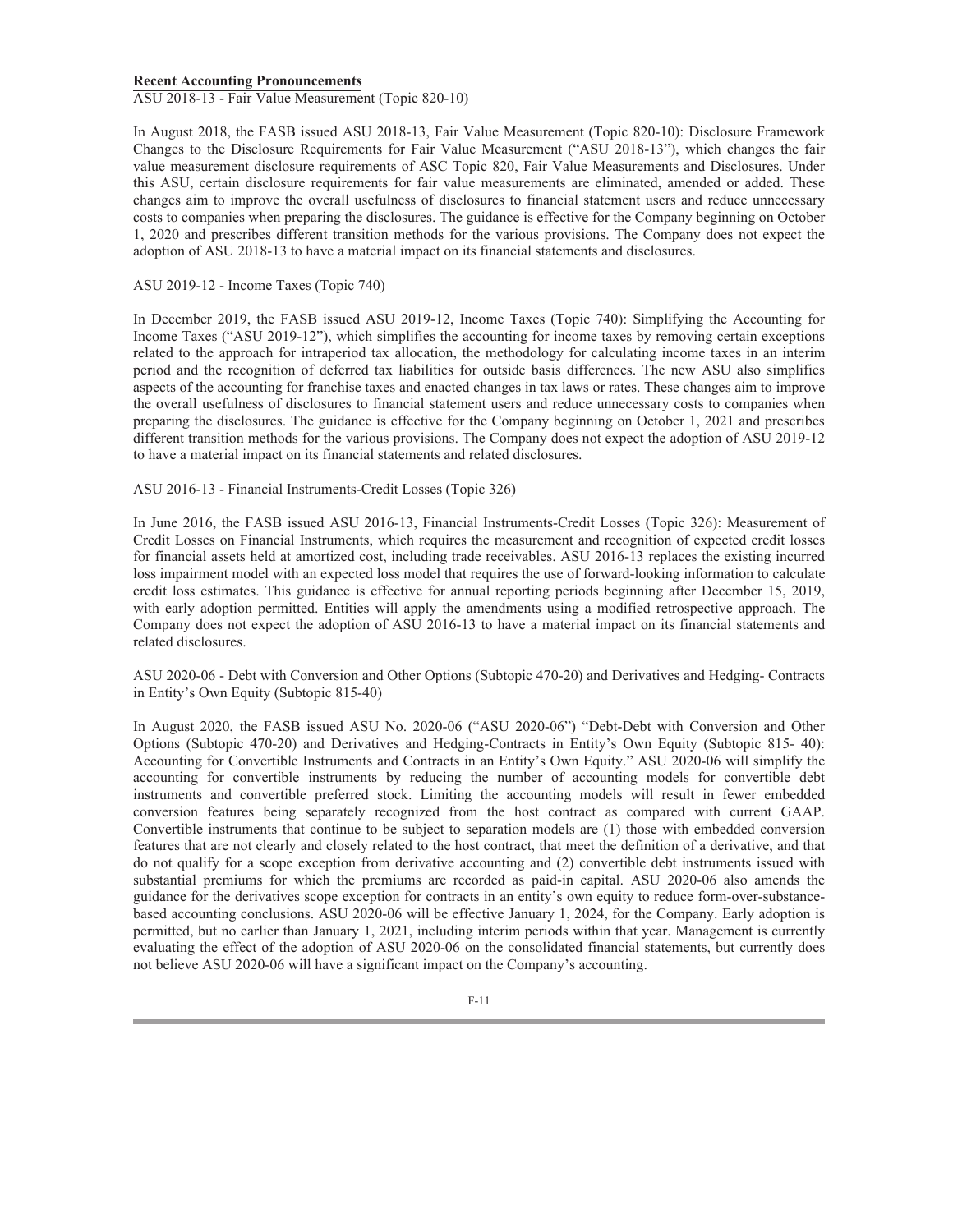**Recent Accounting Pronouncements**

ASU 2018-13 - Fair Value Measurement (Topic 820-10)

In August 2018, the FASB issued ASU 2018-13, Fair Value Measurement (Topic 820-10): Disclosure Framework Changes to the Disclosure Requirements for Fair Value Measurement ("ASU 2018-13"), which changes the fair value measurement disclosure requirements of ASC Topic 820, Fair Value Measurements and Disclosures. Under this ASU, certain disclosure requirements for fair value measurements are eliminated, amended or added. These changes aim to improve the overall usefulness of disclosures to financial statement users and reduce unnecessary costs to companies when preparing the disclosures. The guidance is effective for the Company beginning on October 1, 2020 and prescribes different transition methods for the various provisions. The Company does not expect the adoption of ASU 2018-13 to have a material impact on its financial statements and disclosures.

ASU 2019-12 - Income Taxes (Topic 740)

In December 2019, the FASB issued ASU 2019-12, Income Taxes (Topic 740): Simplifying the Accounting for Income Taxes ("ASU 2019-12"), which simplifies the accounting for income taxes by removing certain exceptions related to the approach for intraperiod tax allocation, the methodology for calculating income taxes in an interim period and the recognition of deferred tax liabilities for outside basis differences. The new ASU also simplifies aspects of the accounting for franchise taxes and enacted changes in tax laws or rates. These changes aim to improve the overall usefulness of disclosures to financial statement users and reduce unnecessary costs to companies when preparing the disclosures. The guidance is effective for the Company beginning on October 1, 2021 and prescribes different transition methods for the various provisions. The Company does not expect the adoption of ASU 2019-12 to have a material impact on its financial statements and related disclosures.

ASU 2016-13 - Financial Instruments-Credit Losses (Topic 326)

In June 2016, the FASB issued ASU 2016-13, Financial Instruments-Credit Losses (Topic 326): Measurement of Credit Losses on Financial Instruments, which requires the measurement and recognition of expected credit losses for financial assets held at amortized cost, including trade receivables. ASU 2016-13 replaces the existing incurred loss impairment model with an expected loss model that requires the use of forward-looking information to calculate credit loss estimates. This guidance is effective for annual reporting periods beginning after December 15, 2019, with early adoption permitted. Entities will apply the amendments using a modified retrospective approach. The Company does not expect the adoption of ASU 2016-13 to have a material impact on its financial statements and related disclosures.

ASU 2020-06 - Debt with Conversion and Other Options (Subtopic 470-20) and Derivatives and Hedging- Contracts in Entity's Own Equity (Subtopic 815-40)

In August 2020, the FASB issued ASU No. 2020-06 ("ASU 2020-06") "Debt-Debt with Conversion and Other Options (Subtopic 470-20) and Derivatives and Hedging-Contracts in Entity's Own Equity (Subtopic 815- 40): Accounting for Convertible Instruments and Contracts in an Entity's Own Equity." ASU 2020-06 will simplify the accounting for convertible instruments by reducing the number of accounting models for convertible debt instruments and convertible preferred stock. Limiting the accounting models will result in fewer embedded conversion features being separately recognized from the host contract as compared with current GAAP. Convertible instruments that continue to be subject to separation models are (1) those with embedded conversion features that are not clearly and closely related to the host contract, that meet the definition of a derivative, and that do not qualify for a scope exception from derivative accounting and (2) convertible debt instruments issued with substantial premiums for which the premiums are recorded as paid-in capital. ASU 2020-06 also amends the guidance for the derivatives scope exception for contracts in an entity's own equity to reduce form-over-substance-based accounting conclusions. ASU 2020-06 will be effective January 1, 2024, for the Company. Early adoption is permitted, but no earlier than January 1, 2021, including interim periods within that year. Management is currently evaluating the effect of the adoption of ASU 2020-06 on the consolidated financial statements, but currently does not believe ASU 2020-06 will have a significant impact on the Company's accounting.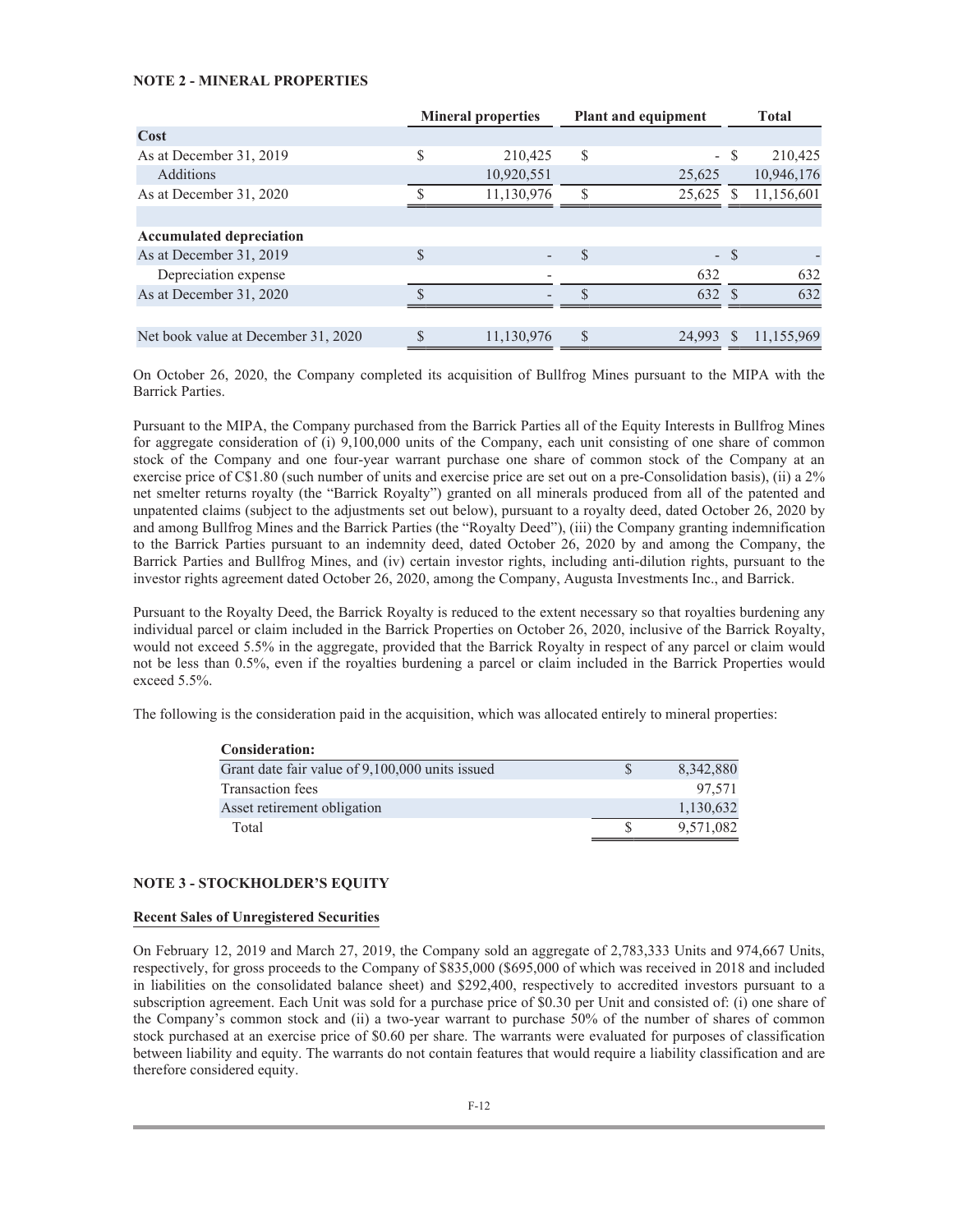### NOTE 2 - MINERAL PROPERTIES

| | Mineral properties | Plant and equipment | Total |
|---|---|---|---|
| **Cost** | | | |
| As at December 31, 2019 | $ 210,425 | $ - | $ 210,425 |
| Additions | 10,920,551 | 25,625 | 10,946,176 |
| As at December 31, 2020 | $ 11,130,976 | $ 25,625 | $ 11,156,601 |
| | | | |
| **Accumulated depreciation** | | | |
| As at December 31, 2019 | $ - | $ - | $ - |
| Depreciation expense | - | 632 | 632 |
| As at December 31, 2020 | $ - | $ 632 | $ 632 |
| | | | |
| Net book value at December 31, 2020 | $ 11,130,976 | $ 24,993 | $ 11,155,969 |

On October 26, 2020, the Company completed its acquisition of Bullfrog Mines pursuant to the MIPA with the Barrick Parties.

Pursuant to the MIPA, the Company purchased from the Barrick Parties all of the Equity Interests in Bullfrog Mines for aggregate consideration of (i) 9,100,000 units of the Company, each unit consisting of one share of common stock of the Company and one four-year warrant purchase one share of common stock of the Company at an exercise price of C$1.80 (such number of units and exercise price are set out on a pre-Consolidation basis), (ii) a 2% net smelter returns royalty (the "Barrick Royalty") granted on all minerals produced from all of the patented and unpatented claims (subject to the adjustments set out below), pursuant to a royalty deed, dated October 26, 2020 by and among Bullfrog Mines and the Barrick Parties (the "Royalty Deed"), (iii) the Company granting indemnification to the Barrick Parties pursuant to an indemnity deed, dated October 26, 2020 by and among the Company, the Barrick Parties and Bullfrog Mines, and (iv) certain investor rights, including anti-dilution rights, pursuant to the investor rights agreement dated October 26, 2020, among the Company, Augusta Investments Inc., and Barrick.

Pursuant to the Royalty Deed, the Barrick Royalty is reduced to the extent necessary so that royalties burdening any individual parcel or claim included in the Barrick Properties on October 26, 2020, inclusive of the Barrick Royalty, would not exceed 5.5% in the aggregate, provided that the Barrick Royalty in respect of any parcel or claim would not be less than 0.5%, even if the royalties burdening a parcel or claim included in the Barrick Properties would exceed 5.5%.

The following is the consideration paid in the acquisition, which was allocated entirely to mineral properties:

| **Consideration:** | |
|---|---|
| Grant date fair value of 9,100,000 units issued | $ 8,342,880 |
| Transaction fees | 97,571 |
| Asset retirement obligation | 1,130,632 |
| Total | $ 9,571,082 |

### NOTE 3 - STOCKHOLDER'S EQUITY

**Recent Sales of Unregistered Securities**

On February 12, 2019 and March 27, 2019, the Company sold an aggregate of 2,783,333 Units and 974,667 Units, respectively, for gross proceeds to the Company of $835,000 ($695,000 of which was received in 2018 and included in liabilities on the consolidated balance sheet) and $292,400, respectively to accredited investors pursuant to a subscription agreement. Each Unit was sold for a purchase price of $0.30 per Unit and consisted of: (i) one share of the Company's common stock and (ii) a two-year warrant to purchase 50% of the number of shares of common stock purchased at an exercise price of $0.60 per share. The warrants were evaluated for purposes of classification between liability and equity. The warrants do not contain features that would require a liability classification and are therefore considered equity.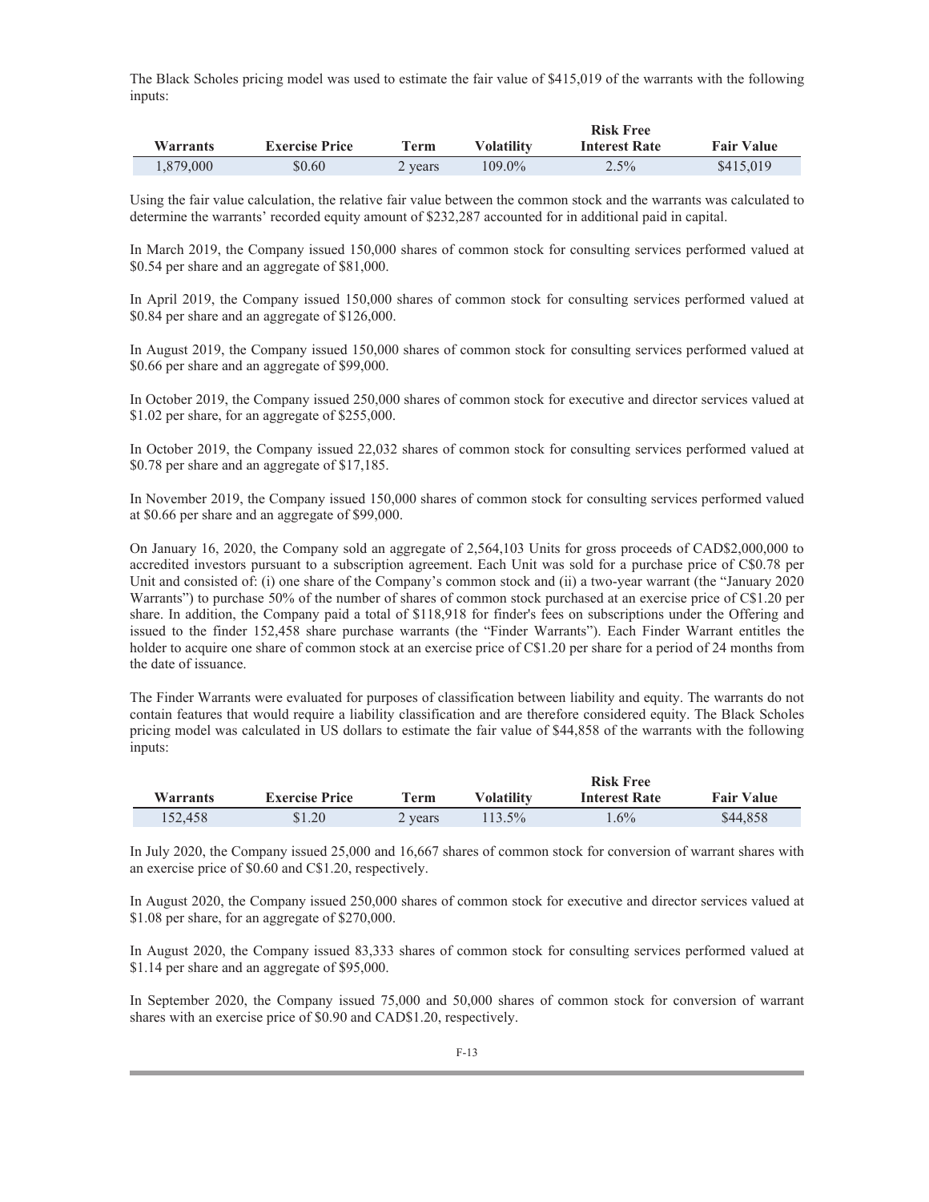The Black Scholes pricing model was used to estimate the fair value of $415,019 of the warrants with the following inputs:

| Warrants | Exercise Price | Term | Volatility | Risk Free Interest Rate | Fair Value |
|---|---|---|---|---|---|
| 1,879,000 | $0.60 | 2 years | 109.0% | 2.5% | $415,019 |

Using the fair value calculation, the relative fair value between the common stock and the warrants was calculated to determine the warrants' recorded equity amount of $232,287 accounted for in additional paid in capital.

In March 2019, the Company issued 150,000 shares of common stock for consulting services performed valued at $0.54 per share and an aggregate of $81,000.

In April 2019, the Company issued 150,000 shares of common stock for consulting services performed valued at $0.84 per share and an aggregate of $126,000.

In August 2019, the Company issued 150,000 shares of common stock for consulting services performed valued at $0.66 per share and an aggregate of $99,000.

In October 2019, the Company issued 250,000 shares of common stock for executive and director services valued at $1.02 per share, for an aggregate of $255,000.

In October 2019, the Company issued 22,032 shares of common stock for consulting services performed valued at $0.78 per share and an aggregate of $17,185.

In November 2019, the Company issued 150,000 shares of common stock for consulting services performed valued at $0.66 per share and an aggregate of $99,000.

On January 16, 2020, the Company sold an aggregate of 2,564,103 Units for gross proceeds of CAD$2,000,000 to accredited investors pursuant to a subscription agreement. Each Unit was sold for a purchase price of C$0.78 per Unit and consisted of: (i) one share of the Company's common stock and (ii) a two-year warrant (the "January 2020 Warrants") to purchase 50% of the number of shares of common stock purchased at an exercise price of C$1.20 per share. In addition, the Company paid a total of $118,918 for finder's fees on subscriptions under the Offering and issued to the finder 152,458 share purchase warrants (the "Finder Warrants"). Each Finder Warrant entitles the holder to acquire one share of common stock at an exercise price of C$1.20 per share for a period of 24 months from the date of issuance.

The Finder Warrants were evaluated for purposes of classification between liability and equity. The warrants do not contain features that would require a liability classification and are therefore considered equity. The Black Scholes pricing model was calculated in US dollars to estimate the fair value of $44,858 of the warrants with the following inputs:

| Warrants | Exercise Price | Term | Volatility | Risk Free Interest Rate | Fair Value |
|---|---|---|---|---|---|
| 152,458 | $1.20 | 2 years | 113.5% | 1.6% | $44,858 |

In July 2020, the Company issued 25,000 and 16,667 shares of common stock for conversion of warrant shares with an exercise price of $0.60 and C$1.20, respectively.

In August 2020, the Company issued 250,000 shares of common stock for executive and director services valued at $1.08 per share, for an aggregate of $270,000.

In August 2020, the Company issued 83,333 shares of common stock for consulting services performed valued at $1.14 per share and an aggregate of $95,000.

In September 2020, the Company issued 75,000 and 50,000 shares of common stock for conversion of warrant shares with an exercise price of $0.90 and CAD$1.20, respectively.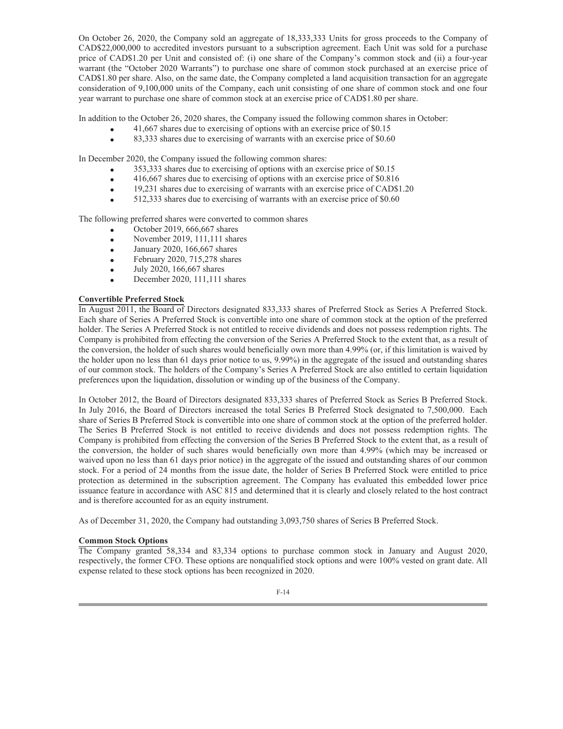On October 26, 2020, the Company sold an aggregate of 18,333,333 Units for gross proceeds to the Company of CAD$22,000,000 to accredited investors pursuant to a subscription agreement. Each Unit was sold for a purchase price of CAD$1.20 per Unit and consisted of: (i) one share of the Company's common stock and (ii) a four-year warrant (the "October 2020 Warrants") to purchase one share of common stock purchased at an exercise price of CAD$1.80 per share. Also, on the same date, the Company completed a land acquisition transaction for an aggregate consideration of 9,100,000 units of the Company, each unit consisting of one share of common stock and one four year warrant to purchase one share of common stock at an exercise price of CAD$1.80 per share.

In addition to the October 26, 2020 shares, the Company issued the following common shares in October:

- 41,667 shares due to exercising of options with an exercise price of $0.15
- 83,333 shares due to exercising of warrants with an exercise price of $0.60

In December 2020, the Company issued the following common shares:

- 353,333 shares due to exercising of options with an exercise price of $0.15
- 416,667 shares due to exercising of options with an exercise price of $0.816
- 19,231 shares due to exercising of warrants with an exercise price of CAD$1.20
- 512,333 shares due to exercising of warrants with an exercise price of $0.60

The following preferred shares were converted to common shares

- October 2019, 666,667 shares
- November 2019, 111,111 shares
- January 2020, 166,667 shares
- February 2020, 715,278 shares
- July 2020, 166,667 shares
- December 2020, 111,111 shares

**Convertible Preferred Stock**

In August 2011, the Board of Directors designated 833,333 shares of Preferred Stock as Series A Preferred Stock. Each share of Series A Preferred Stock is convertible into one share of common stock at the option of the preferred holder. The Series A Preferred Stock is not entitled to receive dividends and does not possess redemption rights. The Company is prohibited from effecting the conversion of the Series A Preferred Stock to the extent that, as a result of the conversion, the holder of such shares would beneficially own more than 4.99% (or, if this limitation is waived by the holder upon no less than 61 days prior notice to us, 9.99%) in the aggregate of the issued and outstanding shares of our common stock. The holders of the Company's Series A Preferred Stock are also entitled to certain liquidation preferences upon the liquidation, dissolution or winding up of the business of the Company.

In October 2012, the Board of Directors designated 833,333 shares of Preferred Stock as Series B Preferred Stock. In July 2016, the Board of Directors increased the total Series B Preferred Stock designated to 7,500,000. Each share of Series B Preferred Stock is convertible into one share of common stock at the option of the preferred holder. The Series B Preferred Stock is not entitled to receive dividends and does not possess redemption rights. The Company is prohibited from effecting the conversion of the Series B Preferred Stock to the extent that, as a result of the conversion, the holder of such shares would beneficially own more than 4.99% (which may be increased or waived upon no less than 61 days prior notice) in the aggregate of the issued and outstanding shares of our common stock. For a period of 24 months from the issue date, the holder of Series B Preferred Stock were entitled to price protection as determined in the subscription agreement. The Company has evaluated this embedded lower price issuance feature in accordance with ASC 815 and determined that it is clearly and closely related to the host contract and is therefore accounted for as an equity instrument.

As of December 31, 2020, the Company had outstanding 3,093,750 shares of Series B Preferred Stock.

**Common Stock Options**

The Company granted 58,334 and 83,334 options to purchase common stock in January and August 2020, respectively, the former CFO. These options are nonqualified stock options and were 100% vested on grant date. All expense related to these stock options has been recognized in 2020.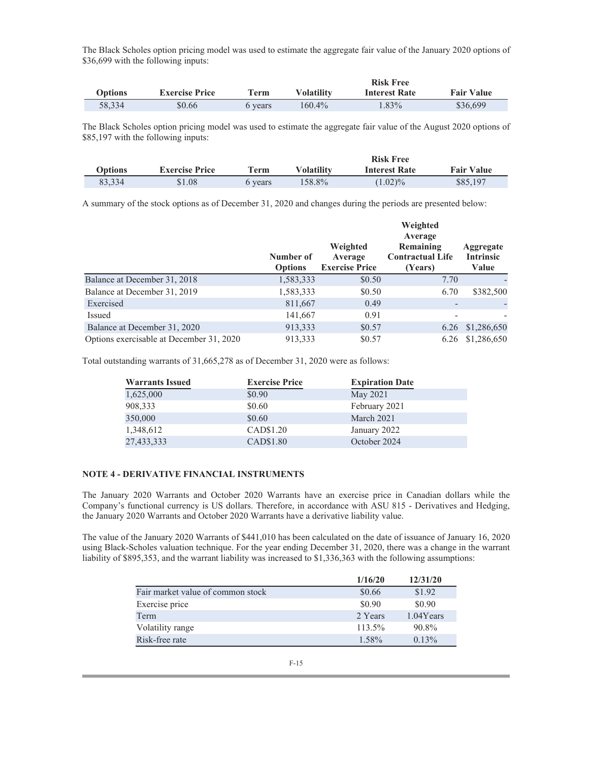The Black Scholes option pricing model was used to estimate the aggregate fair value of the January 2020 options of $36,699 with the following inputs:

| Options | Exercise Price | Term | Volatility | Risk Free Interest Rate | Fair Value |
|---|---|---|---|---|---|
| 58,334 | $0.66 | 6 years | 160.4% | 1.83% | $36,699 |

The Black Scholes option pricing model was used to estimate the aggregate fair value of the August 2020 options of $85,197 with the following inputs:

| Options | Exercise Price | Term | Volatility | Risk Free Interest Rate | Fair Value |
|---|---|---|---|---|---|
| 83,334 | $1.08 | 6 years | 158.8% | (1.02)% | $85,197 |

A summary of the stock options as of December 31, 2020 and changes during the periods are presented below:

| | Number of Options | Weighted Average Exercise Price | Weighted Average Remaining Contractual Life (Years) | Aggregate Intrinsic Value |
|---|---|---|---|---|
| Balance at December 31, 2018 | 1,583,333 | $0.50 | 7.70 | - |
| Balance at December 31, 2019 | 1,583,333 | $0.50 | 6.70 | $382,500 |
| Exercised | 811,667 | 0.49 | - | - |
| Issued | 141,667 | 0.91 | - | - |
| Balance at December 31, 2020 | 913,333 | $0.57 | 6.26 | $1,286,650 |
| Options exercisable at December 31, 2020 | 913,333 | $0.57 | 6.26 | $1,286,650 |

Total outstanding warrants of 31,665,278 as of December 31, 2020 were as follows:

| Warrants Issued | Exercise Price | Expiration Date |
|---|---|---|
| 1,625,000 | $0.90 | May 2021 |
| 908,333 | $0.60 | February 2021 |
| 350,000 | $0.60 | March 2021 |
| 1,348,612 | CAD$1.20 | January 2022 |
| 27,433,333 | CAD$1.80 | October 2024 |

## NOTE 4 - DERIVATIVE FINANCIAL INSTRUMENTS

The January 2020 Warrants and October 2020 Warrants have an exercise price in Canadian dollars while the Company's functional currency is US dollars. Therefore, in accordance with ASU 815 - Derivatives and Hedging, the January 2020 Warrants and October 2020 Warrants have a derivative liability value.

The value of the January 2020 Warrants of $441,010 has been calculated on the date of issuance of January 16, 2020 using Black-Scholes valuation technique. For the year ending December 31, 2020, there was a change in the warrant liability of $895,353, and the warrant liability was increased to $1,336,363 with the following assumptions:

| | 1/16/20 | 12/31/20 |
|---|---|---|
| Fair market value of common stock | $0.66 | $1.92 |
| Exercise price | $0.90 | $0.90 |
| Term | 2 Years | 1.04Years |
| Volatility range | 113.5% | 90.8% |
| Risk-free rate | 1.58% | 0.13% |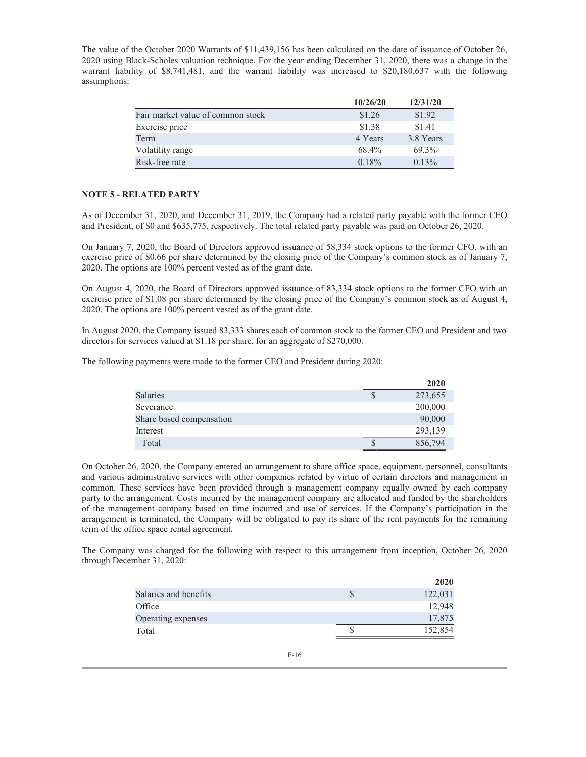The value of the October 2020 Warrants of $11,439,156 has been calculated on the date of issuance of October 26, 2020 using Black-Scholes valuation technique. For the year ending December 31, 2020, there was a change in the warrant liability of $8,741,481, and the warrant liability was increased to $20,180,637 with the following assumptions:

| | 10/26/20 | 12/31/20 |
|---|---|---|
| Fair market value of common stock | $1.26 | $1.92 |
| Exercise price | $1.38 | $1.41 |
| Term | 4 Years | 3.8 Years |
| Volatility range | 68.4% | 69.3% |
| Risk-free rate | 0.18% | 0.13% |

**NOTE 5 - RELATED PARTY**

As of December 31, 2020, and December 31, 2019, the Company had a related party payable with the former CEO and President, of $0 and $635,775, respectively. The total related party payable was paid on October 26, 2020.

On January 7, 2020, the Board of Directors approved issuance of 58,334 stock options to the former CFO, with an exercise price of $0.66 per share determined by the closing price of the Company's common stock as of January 7, 2020. The options are 100% percent vested as of the grant date.

On August 4, 2020, the Board of Directors approved issuance of 83,334 stock options to the former CFO with an exercise price of $1.08 per share determined by the closing price of the Company's common stock as of August 4, 2020. The options are 100% percent vested as of the grant date.

In August 2020, the Company issued 83,333 shares each of common stock to the former CEO and President and two directors for services valued at $1.18 per share, for an aggregate of $270,000.

The following payments were made to the former CEO and President during 2020:

| | | 2020 |
|---|---|---|
| Salaries | $ | 273,655 |
| Severance | | 200,000 |
| Share based compensation | | 90,000 |
| Interest | | 293,139 |
| Total | $ | 856,794 |

On October 26, 2020, the Company entered an arrangement to share office space, equipment, personnel, consultants and various administrative services with other companies related by virtue of certain directors and management in common. These services have been provided through a management company equally owned by each company party to the arrangement. Costs incurred by the management company are allocated and funded by the shareholders of the management company based on time incurred and use of services. If the Company's participation in the arrangement is terminated, the Company will be obligated to pay its share of the rent payments for the remaining term of the office space rental agreement.

The Company was charged for the following with respect to this arrangement from inception, October 26, 2020 through December 31, 2020:

| | | 2020 |
|---|---|---|
| Salaries and benefits | $ | 122,031 |
| Office | | 12,948 |
| Operating expenses | | 17,875 |
| Total | $ | 152,854 |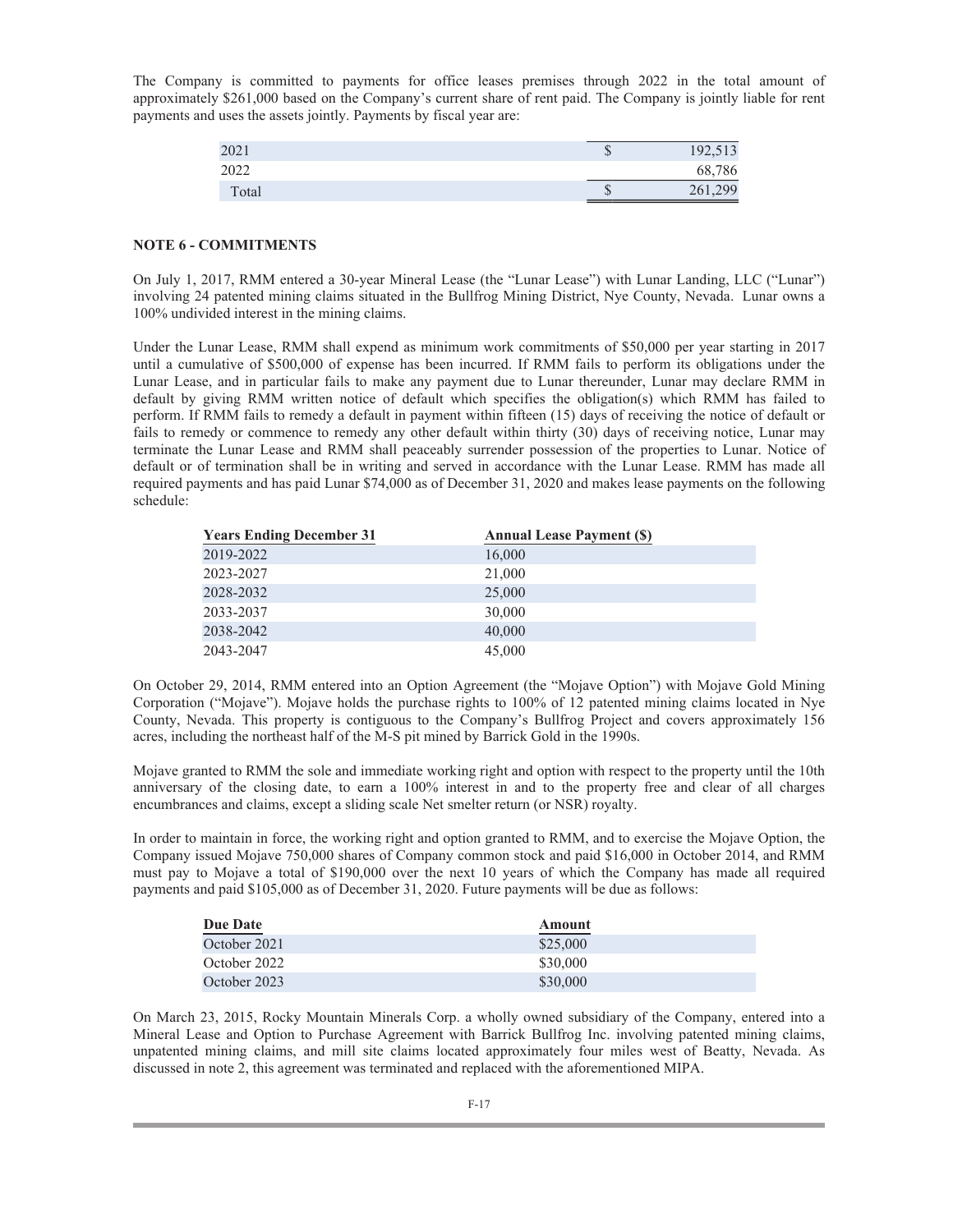The Company is committed to payments for office leases premises through 2022 in the total amount of approximately $261,000 based on the Company's current share of rent paid. The Company is jointly liable for rent payments and uses the assets jointly. Payments by fiscal year are:

| | | |
|---|---|---|
| 2021 | $ | 192,513 |
| 2022 | | 68,786 |
| Total | $ | 261,299 |

**NOTE 6 - COMMITMENTS**

On July 1, 2017, RMM entered a 30-year Mineral Lease (the "Lunar Lease") with Lunar Landing, LLC ("Lunar") involving 24 patented mining claims situated in the Bullfrog Mining District, Nye County, Nevada. Lunar owns a 100% undivided interest in the mining claims.

Under the Lunar Lease, RMM shall expend as minimum work commitments of $50,000 per year starting in 2017 until a cumulative of $500,000 of expense has been incurred. If RMM fails to perform its obligations under the Lunar Lease, and in particular fails to make any payment due to Lunar thereunder, Lunar may declare RMM in default by giving RMM written notice of default which specifies the obligation(s) which RMM has failed to perform. If RMM fails to remedy a default in payment within fifteen (15) days of receiving the notice of default or fails to remedy or commence to remedy any other default within thirty (30) days of receiving notice, Lunar may terminate the Lunar Lease and RMM shall peaceably surrender possession of the properties to Lunar. Notice of default or of termination shall be in writing and served in accordance with the Lunar Lease. RMM has made all required payments and has paid Lunar $74,000 as of December 31, 2020 and makes lease payments on the following schedule:

| Years Ending December 31 | Annual Lease Payment ($) |
|---|---|
| 2019-2022 | 16,000 |
| 2023-2027 | 21,000 |
| 2028-2032 | 25,000 |
| 2033-2037 | 30,000 |
| 2038-2042 | 40,000 |
| 2043-2047 | 45,000 |

On October 29, 2014, RMM entered into an Option Agreement (the "Mojave Option") with Mojave Gold Mining Corporation ("Mojave"). Mojave holds the purchase rights to 100% of 12 patented mining claims located in Nye County, Nevada. This property is contiguous to the Company's Bullfrog Project and covers approximately 156 acres, including the northeast half of the M-S pit mined by Barrick Gold in the 1990s.

Mojave granted to RMM the sole and immediate working right and option with respect to the property until the 10th anniversary of the closing date, to earn a 100% interest in and to the property free and clear of all charges encumbrances and claims, except a sliding scale Net smelter return (or NSR) royalty.

In order to maintain in force, the working right and option granted to RMM, and to exercise the Mojave Option, the Company issued Mojave 750,000 shares of Company common stock and paid $16,000 in October 2014, and RMM must pay to Mojave a total of $190,000 over the next 10 years of which the Company has made all required payments and paid $105,000 as of December 31, 2020. Future payments will be due as follows:

| Due Date | Amount |
|---|---|
| October 2021 | $25,000 |
| October 2022 | $30,000 |
| October 2023 | $30,000 |

On March 23, 2015, Rocky Mountain Minerals Corp. a wholly owned subsidiary of the Company, entered into a Mineral Lease and Option to Purchase Agreement with Barrick Bullfrog Inc. involving patented mining claims, unpatented mining claims, and mill site claims located approximately four miles west of Beatty, Nevada. As discussed in note 2, this agreement was terminated and replaced with the aforementioned MIPA.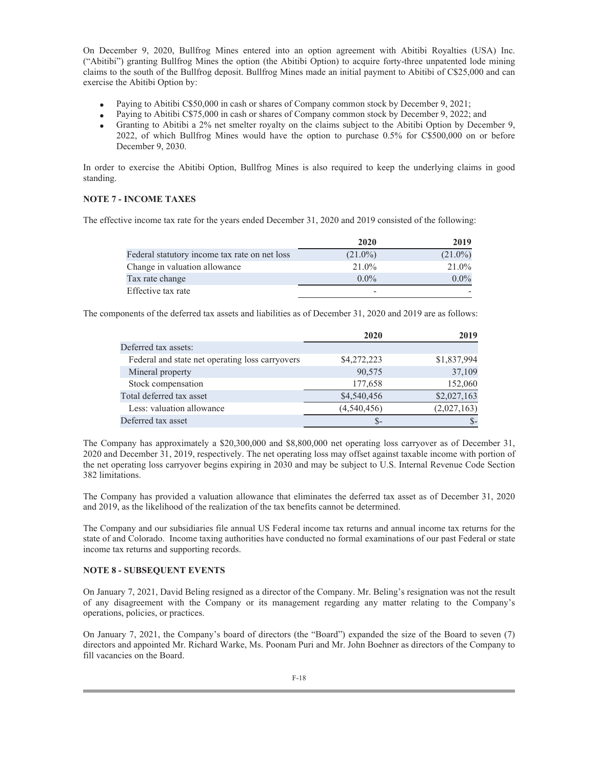On December 9, 2020, Bullfrog Mines entered into an option agreement with Abitibi Royalties (USA) Inc. ("Abitibi") granting Bullfrog Mines the option (the Abitibi Option) to acquire forty-three unpatented lode mining claims to the south of the Bullfrog deposit. Bullfrog Mines made an initial payment to Abitibi of C$25,000 and can exercise the Abitibi Option by:

- Paying to Abitibi C$50,000 in cash or shares of Company common stock by December 9, 2021;
- Paying to Abitibi C$75,000 in cash or shares of Company common stock by December 9, 2022; and
- Granting to Abitibi a 2% net smelter royalty on the claims subject to the Abitibi Option by December 9, 2022, of which Bullfrog Mines would have the option to purchase 0.5% for C$500,000 on or before December 9, 2030.

In order to exercise the Abitibi Option, Bullfrog Mines is also required to keep the underlying claims in good standing.

**NOTE 7 - INCOME TAXES**

The effective income tax rate for the years ended December 31, 2020 and 2019 consisted of the following:

| | 2020 | 2019 |
|---|---|---|
| Federal statutory income tax rate on net loss | (21.0%) | (21.0%) |
| Change in valuation allowance | 21.0% | 21.0% |
| Tax rate change | 0.0% | 0.0% |
| Effective tax rate | - | - |

The components of the deferred tax assets and liabilities as of December 31, 2020 and 2019 are as follows:

| | 2020 | 2019 |
|---|---|---|
| Deferred tax assets: | | |
| Federal and state net operating loss carryovers | $4,272,223 | $1,837,994 |
| Mineral property | 90,575 | 37,109 |
| Stock compensation | 177,658 | 152,060 |
| Total deferred tax asset | $4,540,456 | $2,027,163 |
| Less: valuation allowance | (4,540,456) | (2,027,163) |
| Deferred tax asset | $- | $- |

The Company has approximately a $20,300,000 and $8,800,000 net operating loss carryover as of December 31, 2020 and December 31, 2019, respectively. The net operating loss may offset against taxable income with portion of the net operating loss carryover begins expiring in 2030 and may be subject to U.S. Internal Revenue Code Section 382 limitations.

The Company has provided a valuation allowance that eliminates the deferred tax asset as of December 31, 2020 and 2019, as the likelihood of the realization of the tax benefits cannot be determined.

The Company and our subsidiaries file annual US Federal income tax returns and annual income tax returns for the state of and Colorado. Income taxing authorities have conducted no formal examinations of our past Federal or state income tax returns and supporting records.

**NOTE 8 - SUBSEQUENT EVENTS**

On January 7, 2021, David Beling resigned as a director of the Company. Mr. Beling's resignation was not the result of any disagreement with the Company or its management regarding any matter relating to the Company's operations, policies, or practices.

On January 7, 2021, the Company's board of directors (the "Board") expanded the size of the Board to seven (7) directors and appointed Mr. Richard Warke, Ms. Poonam Puri and Mr. John Boehner as directors of the Company to fill vacancies on the Board.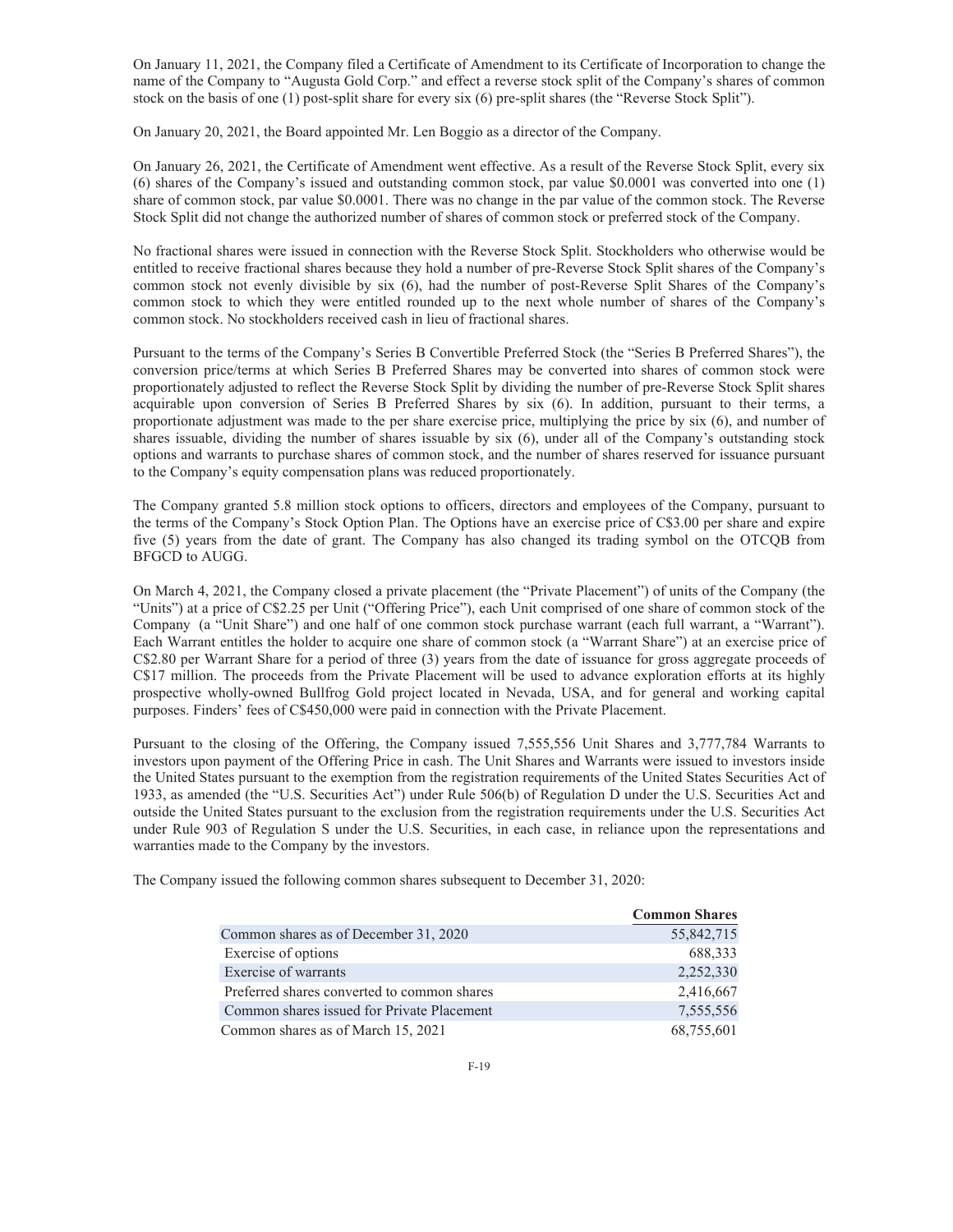On January 11, 2021, the Company filed a Certificate of Amendment to its Certificate of Incorporation to change the name of the Company to "Augusta Gold Corp." and effect a reverse stock split of the Company's shares of common stock on the basis of one (1) post-split share for every six (6) pre-split shares (the "Reverse Stock Split").

On January 20, 2021, the Board appointed Mr. Len Boggio as a director of the Company.

On January 26, 2021, the Certificate of Amendment went effective. As a result of the Reverse Stock Split, every six (6) shares of the Company's issued and outstanding common stock, par value $0.0001 was converted into one (1) share of common stock, par value $0.0001. There was no change in the par value of the common stock. The Reverse Stock Split did not change the authorized number of shares of common stock or preferred stock of the Company.

No fractional shares were issued in connection with the Reverse Stock Split. Stockholders who otherwise would be entitled to receive fractional shares because they hold a number of pre-Reverse Stock Split shares of the Company's common stock not evenly divisible by six (6), had the number of post-Reverse Split Shares of the Company's common stock to which they were entitled rounded up to the next whole number of shares of the Company's common stock. No stockholders received cash in lieu of fractional shares.

Pursuant to the terms of the Company's Series B Convertible Preferred Stock (the "Series B Preferred Shares"), the conversion price/terms at which Series B Preferred Shares may be converted into shares of common stock were proportionately adjusted to reflect the Reverse Stock Split by dividing the number of pre-Reverse Stock Split shares acquirable upon conversion of Series B Preferred Shares by six (6). In addition, pursuant to their terms, a proportionate adjustment was made to the per share exercise price, multiplying the price by six (6), and number of shares issuable, dividing the number of shares issuable by six (6), under all of the Company's outstanding stock options and warrants to purchase shares of common stock, and the number of shares reserved for issuance pursuant to the Company's equity compensation plans was reduced proportionately.

The Company granted 5.8 million stock options to officers, directors and employees of the Company, pursuant to the terms of the Company's Stock Option Plan. The Options have an exercise price of C$3.00 per share and expire five (5) years from the date of grant. The Company has also changed its trading symbol on the OTCQB from BFGCD to AUGG.

On March 4, 2021, the Company closed a private placement (the "Private Placement") of units of the Company (the "Units") at a price of C$2.25 per Unit ("Offering Price"), each Unit comprised of one share of common stock of the Company (a "Unit Share") and one half of one common stock purchase warrant (each full warrant, a "Warrant"). Each Warrant entitles the holder to acquire one share of common stock (a "Warrant Share") at an exercise price of C$2.80 per Warrant Share for a period of three (3) years from the date of issuance for gross aggregate proceeds of C$17 million. The proceeds from the Private Placement will be used to advance exploration efforts at its highly prospective wholly-owned Bullfrog Gold project located in Nevada, USA, and for general and working capital purposes. Finders' fees of C$450,000 were paid in connection with the Private Placement.

Pursuant to the closing of the Offering, the Company issued 7,555,556 Unit Shares and 3,777,784 Warrants to investors upon payment of the Offering Price in cash. The Unit Shares and Warrants were issued to investors inside the United States pursuant to the exemption from the registration requirements of the United States Securities Act of 1933, as amended (the "U.S. Securities Act") under Rule 506(b) of Regulation D under the U.S. Securities Act and outside the United States pursuant to the exclusion from the registration requirements under the U.S. Securities Act under Rule 903 of Regulation S under the U.S. Securities, in each case, in reliance upon the representations and warranties made to the Company by the investors.

The Company issued the following common shares subsequent to December 31, 2020:

| | Common Shares |
|---|---|
| Common shares as of December 31, 2020 | 55,842,715 |
| Exercise of options | 688,333 |
| Exercise of warrants | 2,252,330 |
| Preferred shares converted to common shares | 2,416,667 |
| Common shares issued for Private Placement | 7,555,556 |
| Common shares as of March 15, 2021 | 68,755,601 |